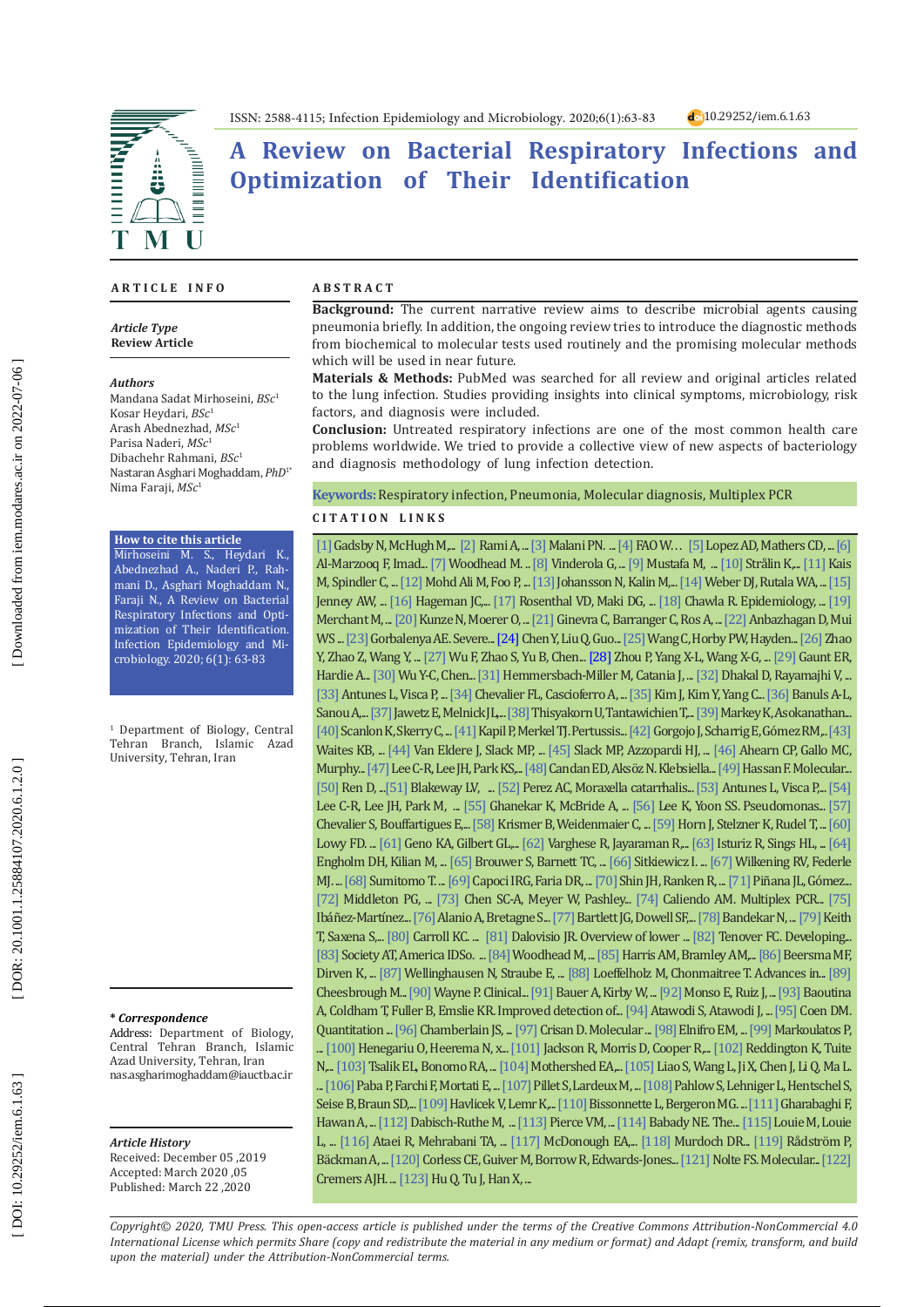ISSN: 2588-4115; Infection Epidemiology and Microbiology. 2020;6(1):63-83 10.29252/iem.6.1.63

# A Review on Bacterial Respiratory Infections and Optimization of Their Identification

## ARTICLE INFO

*Article Type*
**Review Article**

*Authors*
Mandana Sadat Mirhoseini, *BSc*[1]
Kosar Heydari, *BSc*[1]
Arash Abednezhad, *MSc*[1]
Parisa Naderi, *MSc*[1]
Dibachehr Rahmani, *BSc*[1]
Nastaran Asghari Moghaddam, *PhD*[1*]
Nima Faraji, *MSc*[1]

**How to cite this article**
Mirhoseini M. S., Heydari K., Abednezhad A., Naderi P., Rahmani D., Asghari Moghaddam N., Faraji N., A Review on Bacterial Respiratory Infections and Optimization of Their Identification. Infection Epidemiology and Microbiology. 2020; 6(1): 63-83

[1] Department of Biology, Central Tehran Branch, Islamic Azad University, Tehran, Iran

***Correspondence**
Address: Department of Biology, Central Tehran Branch, Islamic Azad University, Tehran, Iran
nas.asgharimoghaddam@iauctb.ac.ir

***Article History***
Received: December 05 ,2019
Accepted: March 2020 ,05
Published: March 22 ,2020

## ABSTRACT

**Background:** The current narrative review aims to describe microbial agents causing pneumonia briefly. In addition, the ongoing review tries to introduce the diagnostic methods from biochemical to molecular tests used routinely and the promising molecular methods which will be used in near future.

**Materials & Methods:** PubMed was searched for all review and original articles related to the lung infection. Studies providing insights into clinical symptoms, microbiology, risk factors, and diagnosis were included.

**Conclusion:** Untreated respiratory infections are one of the most common health care problems worldwide. We tried to provide a collective view of new aspects of bacteriology and diagnosis methodology of lung infection detection.

**Keywords:** Respiratory infection, Pneumonia, Molecular diagnosis, Multiplex PCR

## CITATION LINKS

[1] Gadsby N, McHugh M,... [2] Rami A, ... [3] Malani PN. ... [4] FAO W… [5] Lopez AD, Mathers CD, ... [6] Al-Marzooq F, Imad... [7] Woodhead M. ... [8] Vinderola G, ... [9] Mustafa M, ... [10] Strålin K,... [11] Kais M, Spindler C, ... [12] Mohd Ali M, Foo P, ... [13] Johansson N, Kalin M,... [14] Weber DJ, Rutala WA, ... [15] Jenney AW, ... [16] Hageman JC,... [17] Rosenthal VD, Maki DG, ... [18] Chawla R. Epidemiology, ... [19] Merchant M, ... [20] Kunze N, Moerer O, ... [21] Ginevra C, Barranger C, Ros A, ... [22] Anbazhagan D, Mui WS ... [23] Gorbalenya AE. Severe... [24] Chen Y, Liu Q, Guo... [25] Wang C, Horby PW, Hayden... [26] Zhao Y, Zhao Z, Wang Y, ... [27] Wu F, Zhao S, Yu B, Chen... [28] Zhou P, Yang X-L, Wang X-G, ... [29] Gaunt ER, Hardie A... [30] Wu Y-C, Chen... [31] Hemmersbach-Miller M, Catania J, ... [32] Dhakal D, Rayamajhi V, ... [33] Antunes L, Visca P, ... [34] Chevalier FL, Cascioferro A, ... [35] Kim J, Kim Y, Yang C... [36] Banuls A-L, Sanou A,... [37] Jawetz E, Melnick JL,... [38] Thisyakorn U, Tantawichien T,... [39] Markey K, Asokanathan... [40] Scanlon K, Skerry C, ... [41] Kapil P, Merkel TJ. Pertussis... [42] Gorgojo J, Scharrig E, Gómez RM,... [43] Waites KB, ... [44] Van Eldere J, Slack MP, ... [45] Slack MP, Azzopardi HJ, ... [46] Ahearn CP, Gallo MC, Murphy... [47] Lee C-R, Lee JH, Park KS,... [48] Candan ED, Aksöz N. Klebsiella... [49] Hassan F. Molecular... [50] Ren D, ...[51] Blakeway LV, ... [52] Perez AC, Moraxella catarrhalis... [53] Antunes L, Visca P,... [54] Lee C-R, Lee JH, Park M, ... [55] Ghanekar K, McBride A, ... [56] Lee K, Yoon SS. Pseudomonas... [57] Chevalier S, Bouffartigues E,... [58] Krismer B, Weidenmaier C, ... [59] Horn J, Stelzner K, Rudel T, ... [60] Lowy FD. ... [61] Geno KA, Gilbert GL,... [62] Varghese R, Jayaraman R,... [63] Isturiz R, Sings HL, ... [64] Engholm DH, Kilian M, ... [65] Brouwer S, Barnett TC, ... [66] Sitkiewicz I. ... [67] Wilkening RV, Federle MJ. ... [68] Sumitomo T. ... [69] Capoci IRG, Faria DR, ... [70] Shin JH, Ranken R, ... [71] Piñana JL, Gómez... [72] Middleton PG, ... [73] Chen SC-A, Meyer W, Pashley... [74] Caliendo AM. Multiplex PCR... [75] Ibáñez-Martínez... [76] Alanio A, Bretagne S... [77] Bartlett JG, Dowell SF,... [78] Bandekar N, ... [79] Keith T, Saxena S,... [80] Carroll KC. ... [81] Dalovisio JR. Overview of lower ... [82] Tenover FC. Developing... [83] Society AT, America IDSo. ... [84] Woodhead M, ... [85] Harris AM, Bramley AM,... [86] Beersma MF, Dirven K, ... [87] Wellinghausen N, Straube E, ... [88] Loeffelholz M, Chonmaitree T. Advances in... [89] Cheesbrough M... [90] Wayne P. Clinical... [91] Bauer A, Kirby W, ... [92] Monso E, Ruiz J, ... [93] Baoutina A, Coldham T, Fuller B, Emslie KR. Improved detection of... [94] Atawodi S, Atawodi J, ... [95] Coen DM. Quantitation ... [96] Chamberlain JS, ... [97] Crisan D. Molecular ... [98] Elnifro EM, ... [99] Markoulatos P, ... [100] Henegariu O, Heerema N, x... [101] Jackson R, Morris D, Cooper R,... [102] Reddington K, Tuite N,... [103] Tsalik EL, Bonomo RA, ... [104] Mothershed EA,... [105] Liao S, Wang L, Ji X, Chen J, Li Q, Ma L. ... [106] Paba P, Farchi F, Mortati E, ... [107] Pillet S, Lardeux M, ... [108] Pahlow S, Lehniger L, Hentschel S, Seise B, Braun SD,... [109] Havlicek V, Lemr K,... [110] Bissonnette L, Bergeron MG. ... [111] Gharabaghi F, Hawan A, ... [112] Dabisch-Ruthe M, ... [113] Pierce VM, ... [114] Babady NE. The... [115] Louie M, Louie L, ... [116] Ataei R, Mehrabani TA, ... [117] McDonough EA,... [118] Murdoch DR... [119] Rådström P, Bäckman A, ... [120] Corless CE, Guiver M, Borrow R, Edwards-Jones... [121] Nolte FS. Molecular... [122] Cremers AJH. ... [123] Hu Q, Tu J, Han X, ...

*Copyright© 2020, TMU Press. This open-access article is published under the terms of the Creative Commons Attribution-NonCommercial 4.0 International License which permits Share (copy and redistribute the material in any medium or format) and Adapt (remix, transform, and build upon the material) under the Attribution-NonCommercial terms.*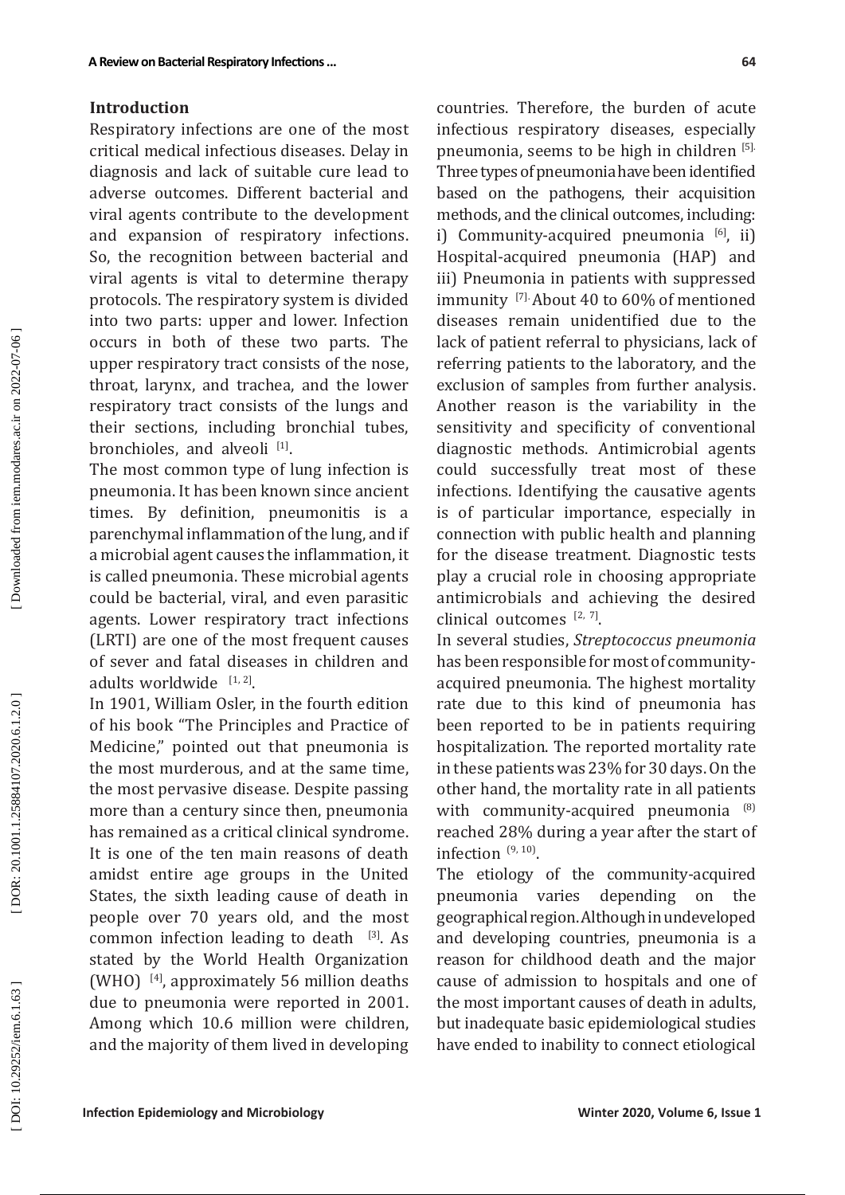## Introduction

Respiratory infections are one of the most critical medical infectious diseases. Delay in diagnosis and lack of suitable cure lead to adverse outcomes. Different bacterial and viral agents contribute to the development and expansion of respiratory infections. So, the recognition between bacterial and viral agents is vital to determine therapy protocols. The respiratory system is divided into two parts: upper and lower. Infection occurs in both of these two parts. The upper respiratory tract consists of the nose, throat, larynx, and trachea, and the lower respiratory tract consists of the lungs and their sections, including bronchial tubes, bronchioles, and alveoli [1].

The most common type of lung infection is pneumonia. It has been known since ancient times. By definition, pneumonitis is a parenchymal inflammation of the lung, and if a microbial agent causes the inflammation, it is called pneumonia. These microbial agents could be bacterial, viral, and even parasitic agents. Lower respiratory tract infections (LRTI) are one of the most frequent causes of sever and fatal diseases in children and adults worldwide [1, 2].

In 1901, William Osler, in the fourth edition of his book "The Principles and Practice of Medicine," pointed out that pneumonia is the most murderous, and at the same time, the most pervasive disease. Despite passing more than a century since then, pneumonia has remained as a critical clinical syndrome. It is one of the ten main reasons of death amidst entire age groups in the United States, the sixth leading cause of death in people over 70 years old, and the most common infection leading to death [3]. As stated by the World Health Organization (WHO) [4], approximately 56 million deaths due to pneumonia were reported in 2001. Among which 10.6 million were children, and the majority of them lived in developing countries. Therefore, the burden of acute infectious respiratory diseases, especially pneumonia, seems to be high in children [5]. Three types of pneumonia have been identified based on the pathogens, their acquisition methods, and the clinical outcomes, including: i) Community-acquired pneumonia [6], ii) Hospital-acquired pneumonia (HAP) and iii) Pneumonia in patients with suppressed immunity [7]. About 40 to 60% of mentioned diseases remain unidentified due to the lack of patient referral to physicians, lack of referring patients to the laboratory, and the exclusion of samples from further analysis. Another reason is the variability in the sensitivity and specificity of conventional diagnostic methods. Antimicrobial agents could successfully treat most of these infections. Identifying the causative agents is of particular importance, especially in connection with public health and planning for the disease treatment. Diagnostic tests play a crucial role in choosing appropriate antimicrobials and achieving the desired clinical outcomes [2, 7].

In several studies, *Streptococcus pneumonia* has been responsible for most of community-acquired pneumonia. The highest mortality rate due to this kind of pneumonia has been reported to be in patients requiring hospitalization. The reported mortality rate in these patients was 23% for 30 days. On the other hand, the mortality rate in all patients with community-acquired pneumonia [8] reached 28% during a year after the start of infection [9, 10].

The etiology of the community-acquired pneumonia varies depending on the geographical region. Although in undeveloped and developing countries, pneumonia is a reason for childhood death and the major cause of admission to hospitals and one of the most important causes of death in adults, but inadequate basic epidemiological studies have ended to inability to connect etiological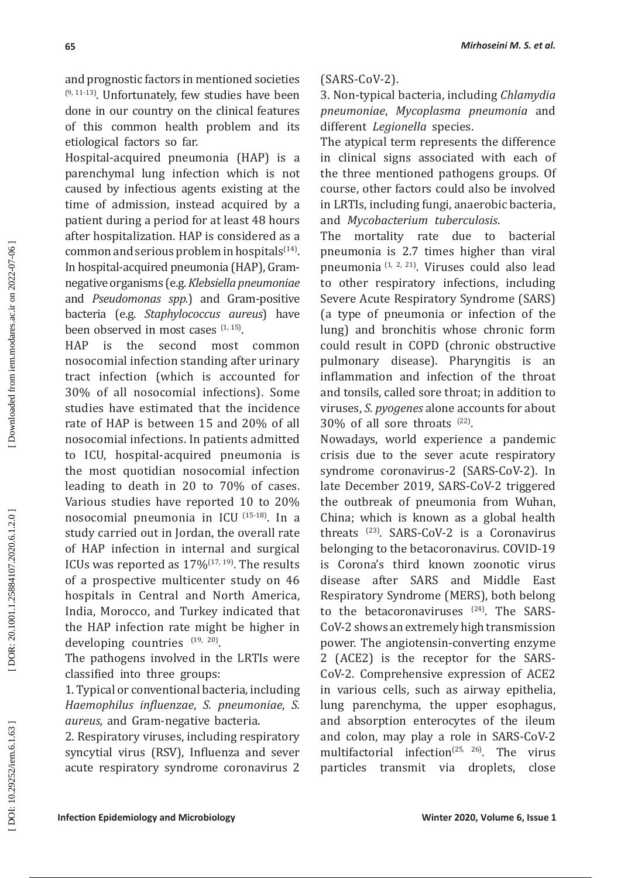and prognostic factors in mentioned societies [9, 11-13]. Unfortunately, few studies have been done in our country on the clinical features of this common health problem and its etiological factors so far.

Hospital-acquired pneumonia (HAP) is a parenchymal lung infection which is not caused by infectious agents existing at the time of admission, instead acquired by a patient during a period for at least 48 hours after hospitalization. HAP is considered as a common and serious problem in hospitals[14]. In hospital-acquired pneumonia (HAP), Gram-negative organisms (e.g. *Klebsiella pneumoniae* and *Pseudomonas spp.*) and Gram-positive bacteria (e.g. *Staphylococcus aureus*) have been observed in most cases [1, 15].

HAP is the second most common nosocomial infection standing after urinary tract infection (which is accounted for 30% of all nosocomial infections). Some studies have estimated that the incidence rate of HAP is between 15 and 20% of all nosocomial infections. In patients admitted to ICU, hospital-acquired pneumonia is the most quotidian nosocomial infection leading to death in 20 to 70% of cases. Various studies have reported 10 to 20% nosocomial pneumonia in ICU [15-18]. In a study carried out in Jordan, the overall rate of HAP infection in internal and surgical ICUs was reported as 17%[17, 19]. The results of a prospective multicenter study on 46 hospitals in Central and North America, India, Morocco, and Turkey indicated that the HAP infection rate might be higher in developing countries [19, 20].

The pathogens involved in the LRTIs were classified into three groups:

1. Typical or conventional bacteria, including *Haemophilus influenzae*, *S. pneumoniae*, *S. aureus,* and Gram-negative bacteria.
2. Respiratory viruses, including respiratory syncytial virus (RSV), Influenza and sever acute respiratory syndrome coronavirus 2 (SARS-CoV-2).
3. Non-typical bacteria, including *Chlamydia pneumoniae*, *Mycoplasma pneumonia* and different *Legionella* species.

The atypical term represents the difference in clinical signs associated with each of the three mentioned pathogens groups. Of course, other factors could also be involved in LRTIs, including fungi, anaerobic bacteria, and *Mycobacterium tuberculosis*.

The mortality rate due to bacterial pneumonia is 2.7 times higher than viral pneumonia [1, 2, 21]. Viruses could also lead to other respiratory infections, including Severe Acute Respiratory Syndrome (SARS) (a type of pneumonia or infection of the lung) and bronchitis whose chronic form could result in COPD (chronic obstructive pulmonary disease). Pharyngitis is an inflammation and infection of the throat and tonsils, called sore throat; in addition to viruses, *S. pyogenes* alone accounts for about 30% of all sore throats [22].

Nowadays, world experience a pandemic crisis due to the sever acute respiratory syndrome coronavirus-2 (SARS-CoV-2). In late December 2019, SARS-CoV-2 triggered the outbreak of pneumonia from Wuhan, China; which is known as a global health threats [23]. SARS-CoV-2 is a Coronavirus belonging to the betacoronavirus. COVID-19 is Corona's third known zoonotic virus disease after SARS and Middle East Respiratory Syndrome (MERS), both belong to the betacoronaviruses [24]. The SARS-CoV-2 shows an extremely high transmission power. The angiotensin-converting enzyme 2 (ACE2) is the receptor for the SARS-CoV-2. Comprehensive expression of ACE2 in various cells, such as airway epithelia, lung parenchyma, the upper esophagus, and absorption enterocytes of the ileum and colon, may play a role in SARS-CoV-2 multifactorial infection[25, 26]. The virus particles transmit via droplets, close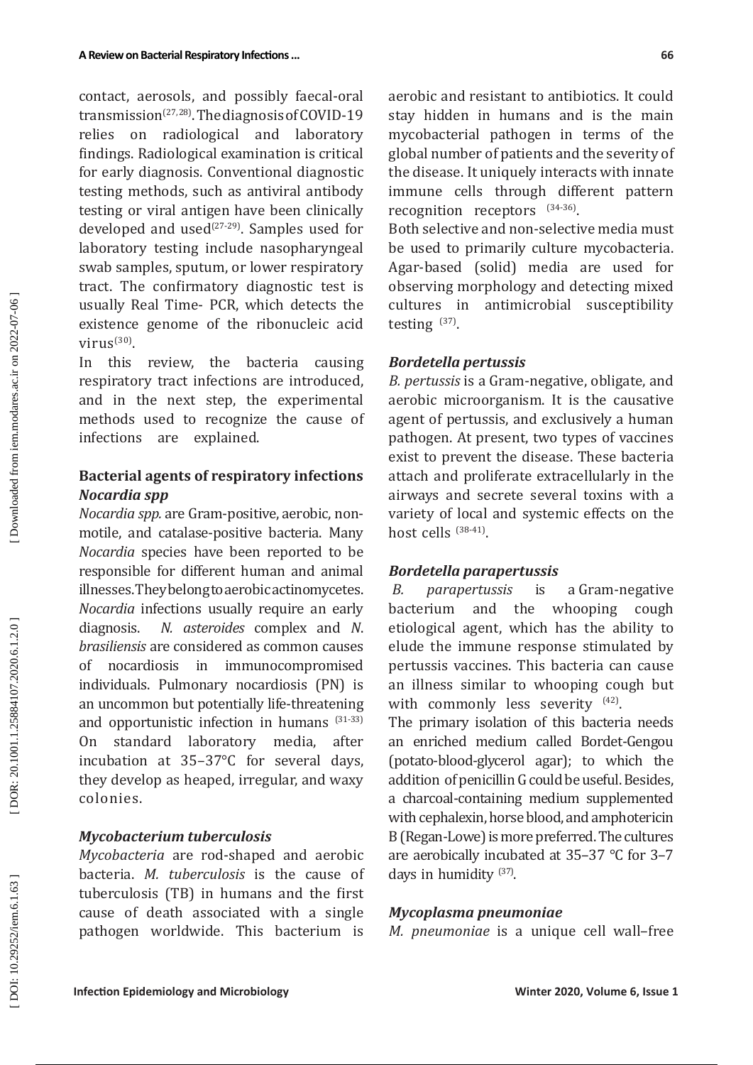contact, aerosols, and possibly faecal-oral transmission[27, 28]. The diagnosis of COVID-19 relies on radiological and laboratory findings. Radiological examination is critical for early diagnosis. Conventional diagnostic testing methods, such as antiviral antibody testing or viral antigen have been clinically developed and used[27-29]. Samples used for laboratory testing include nasopharyngeal swab samples, sputum, or lower respiratory tract. The confirmatory diagnostic test is usually Real Time- PCR, which detects the existence genome of the ribonucleic acid virus[30].

In this review, the bacteria causing respiratory tract infections are introduced, and in the next step, the experimental methods used to recognize the cause of infections are explained.

## Bacterial agents of respiratory infections

### *Nocardia spp*

*Nocardia spp.* are Gram-positive, aerobic, non-motile, and catalase-positive bacteria. Many *Nocardia* species have been reported to be responsible for different human and animal illnesses. They belong to aerobic actinomycetes. *Nocardia* infections usually require an early diagnosis. *N. asteroides* complex and *N. brasiliensis* are considered as common causes of nocardiosis in immunocompromised individuals. Pulmonary nocardiosis (PN) is an uncommon but potentially life-threatening and opportunistic infection in humans [31-33]. On standard laboratory media, after incubation at 35–37°C for several days, they develop as heaped, irregular, and waxy colonies.

### *Mycobacterium tuberculosis*

*Mycobacteria* are rod-shaped and aerobic bacteria. *M. tuberculosis* is the cause of tuberculosis (TB) in humans and the first cause of death associated with a single pathogen worldwide. This bacterium is aerobic and resistant to antibiotics. It could stay hidden in humans and is the main mycobacterial pathogen in terms of the global number of patients and the severity of the disease. It uniquely interacts with innate immune cells through different pattern recognition receptors [34-36].

Both selective and non-selective media must be used to primarily culture mycobacteria. Agar-based (solid) media are used for observing morphology and detecting mixed cultures in antimicrobial susceptibility testing [37].

### *Bordetella pertussis*

*B. pertussis* is a Gram-negative, obligate, and aerobic microorganism. It is the causative agent of pertussis, and exclusively a human pathogen. At present, two types of vaccines exist to prevent the disease. These bacteria attach and proliferate extracellularly in the airways and secrete several toxins with a variety of local and systemic effects on the host cells [38-41].

### *Bordetella parapertussis*

*B. parapertussis* is a Gram-negative bacterium and the whooping cough etiological agent, which has the ability to elude the immune response stimulated by pertussis vaccines. This bacteria can cause an illness similar to whooping cough but with commonly less severity [42].

The primary isolation of this bacteria needs an enriched medium called Bordet-Gengou (potato-blood-glycerol agar); to which the addition of penicillin G could be useful. Besides, a charcoal-containing medium supplemented with cephalexin, horse blood, and amphotericin B (Regan-Lowe) is more preferred. The cultures are aerobically incubated at 35–37 °C for 3–7 days in humidity [37].

### *Mycoplasma pneumoniae*

*M. pneumoniae* is a unique cell wall–free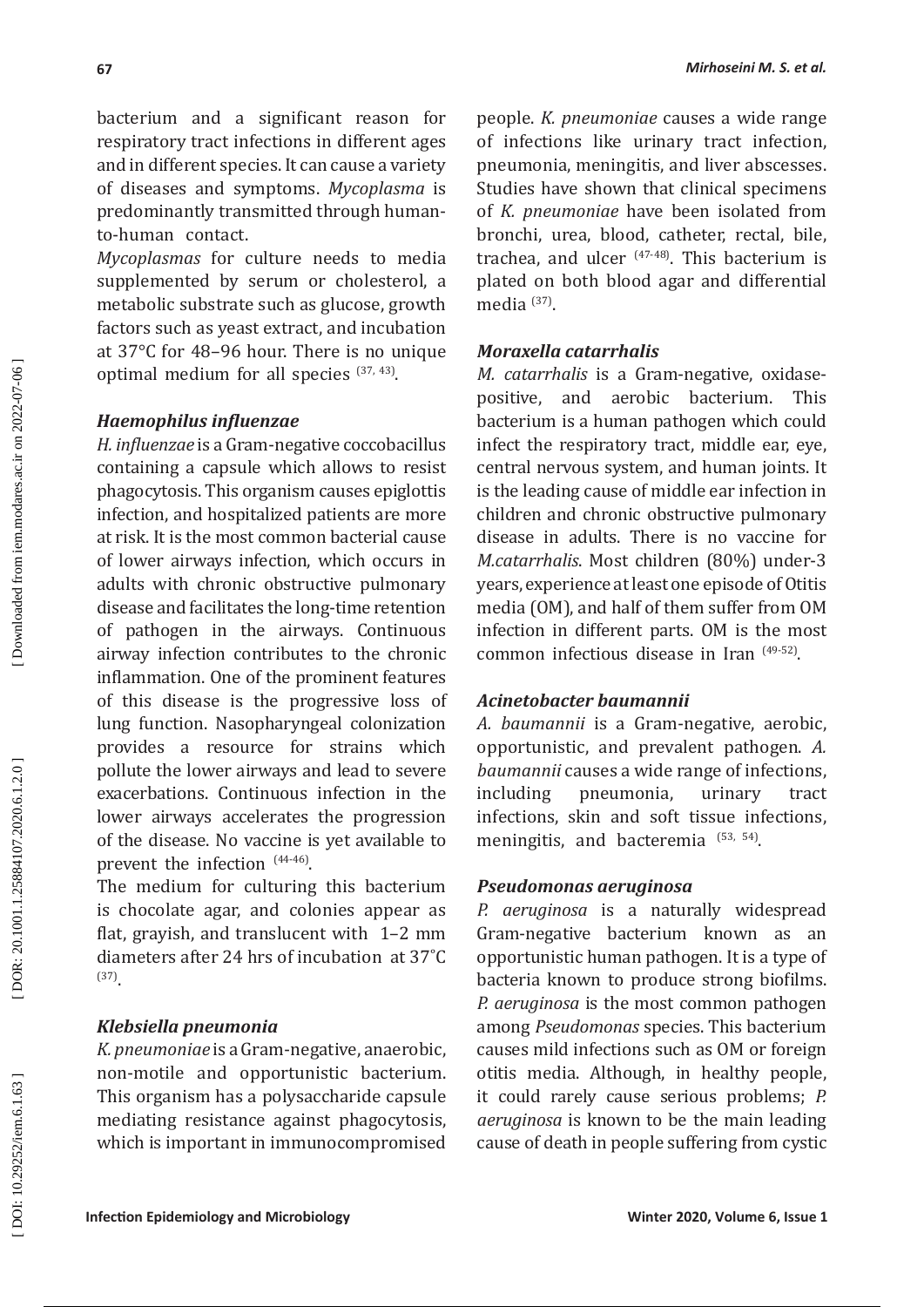bacterium and a significant reason for respiratory tract infections in different ages and in different species. It can cause a variety of diseases and symptoms. *Mycoplasma* is predominantly transmitted through human-to-human contact.

*Mycoplasmas* for culture needs to media supplemented by serum or cholesterol, a metabolic substrate such as glucose, growth factors such as yeast extract, and incubation at 37°C for 48–96 hour. There is no unique optimal medium for all species [37, 43].

### *Haemophilus influenzae*

*H. influenzae* is a Gram-negative coccobacillus containing a capsule which allows to resist phagocytosis. This organism causes epiglottis infection, and hospitalized patients are more at risk. It is the most common bacterial cause of lower airways infection, which occurs in adults with chronic obstructive pulmonary disease and facilitates the long-time retention of pathogen in the airways. Continuous airway infection contributes to the chronic inflammation. One of the prominent features of this disease is the progressive loss of lung function. Nasopharyngeal colonization provides a resource for strains which pollute the lower airways and lead to severe exacerbations. Continuous infection in the lower airways accelerates the progression of the disease. No vaccine is yet available to prevent the infection [44-46].

The medium for culturing this bacterium is chocolate agar, and colonies appear as flat, grayish, and translucent with 1–2 mm diameters after 24 hrs of incubation at 37˚C [37].

### *Klebsiella pneumonia*

*K. pneumoniae* is a Gram-negative, anaerobic, non-motile and opportunistic bacterium. This organism has a polysaccharide capsule mediating resistance against phagocytosis, which is important in immunocompromised people. *K. pneumoniae* causes a wide range of infections like urinary tract infection, pneumonia, meningitis, and liver abscesses. Studies have shown that clinical specimens of *K. pneumoniae* have been isolated from bronchi, urea, blood, catheter, rectal, bile, trachea, and ulcer [47-48]. This bacterium is plated on both blood agar and differential media [37].

### *Moraxella catarrhalis*

*M. catarrhalis* is a Gram-negative, oxidase-positive, and aerobic bacterium. This bacterium is a human pathogen which could infect the respiratory tract, middle ear, eye, central nervous system, and human joints. It is the leading cause of middle ear infection in children and chronic obstructive pulmonary disease in adults. There is no vaccine for *M.catarrhalis*. Most children (80%) under-3 years, experience at least one episode of Otitis media (OM), and half of them suffer from OM infection in different parts. OM is the most common infectious disease in Iran [49-52].

### *Acinetobacter baumannii*

*A. baumannii* is a Gram-negative, aerobic, opportunistic, and prevalent pathogen. *A. baumannii* causes a wide range of infections, including pneumonia, urinary tract infections, skin and soft tissue infections, meningitis, and bacteremia [53, 54].

### *Pseudomonas aeruginosa*

*P. aeruginosa* is a naturally widespread Gram-negative bacterium known as an opportunistic human pathogen. It is a type of bacteria known to produce strong biofilms. *P. aeruginosa* is the most common pathogen among *Pseudomonas* species. This bacterium causes mild infections such as OM or foreign otitis media. Although, in healthy people, it could rarely cause serious problems; *P. aeruginosa* is known to be the main leading cause of death in people suffering from cystic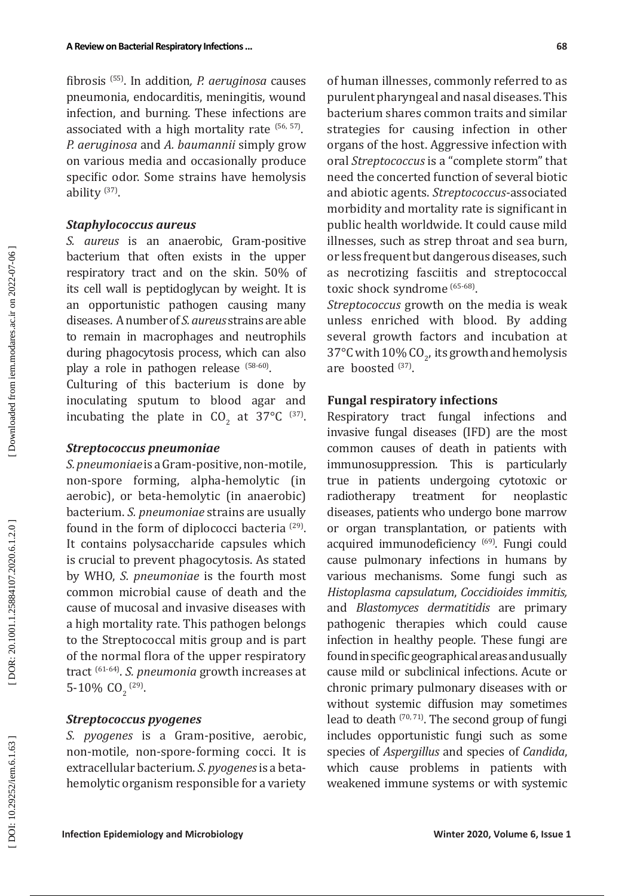fibrosis [55]. In addition*, P. aeruginosa* causes pneumonia, endocarditis, meningitis, wound infection, and burning. These infections are associated with a high mortality rate [56, 57]. *P. aeruginosa* and *A. baumannii* simply grow on various media and occasionally produce specific odor. Some strains have hemolysis ability [37].

### *Staphylococcus aureus*

*S. aureus* is an anaerobic, Gram-positive bacterium that often exists in the upper respiratory tract and on the skin. 50% of its cell wall is peptidoglycan by weight. It is an opportunistic pathogen causing many diseases. A number of *S. aureus* strains are able to remain in macrophages and neutrophils during phagocytosis process, which can also play a role in pathogen release [58-60].

Culturing of this bacterium is done by inoculating sputum to blood agar and incubating the plate in $CO_2$ at 37°C [37].

### *Streptococcus pneumoniae*

*S. pneumoniae* is a Gram-positive, non-motile, non-spore forming, alpha-hemolytic (in aerobic), or beta-hemolytic (in anaerobic) bacterium. *S. pneumoniae* strains are usually found in the form of diplococci bacteria [29]. It contains polysaccharide capsules which is crucial to prevent phagocytosis. As stated by WHO, *S. pneumoniae* is the fourth most common microbial cause of death and the cause of mucosal and invasive diseases with a high mortality rate. This pathogen belongs to the Streptococcal mitis group and is part of the normal flora of the upper respiratory tract [61-64]. *S. pneumonia* growth increases at 5-10% $CO_2$ [29].

### *Streptococcus pyogenes*

*S. pyogenes* is a Gram-positive, aerobic, non-motile, non-spore-forming cocci. It is extracellular bacterium. *S. pyogenes* is a beta-hemolytic organism responsible for a variety of human illnesses, commonly referred to as purulent pharyngeal and nasal diseases. This bacterium shares common traits and similar strategies for causing infection in other organs of the host. Aggressive infection with oral *Streptococcus* is a "complete storm" that need the concerted function of several biotic and abiotic agents. *Streptococcus*-associated morbidity and mortality rate is significant in public health worldwide. It could cause mild illnesses, such as strep throat and sea burn, or less frequent but dangerous diseases, such as necrotizing fasciitis and streptococcal toxic shock syndrome [65-68].

*Streptococcus* growth on the media is weak unless enriched with blood. By adding several growth factors and incubation at 37°C with 10% $CO_2$, its growth and hemolysis are boosted [37].

## Fungal respiratory infections

Respiratory tract fungal infections and invasive fungal diseases (IFD) are the most common causes of death in patients with immunosuppression. This is particularly true in patients undergoing cytotoxic or radiotherapy treatment for neoplastic diseases, patients who undergo bone marrow or organ transplantation, or patients with acquired immunodeficiency [69]. Fungi could cause pulmonary infections in humans by various mechanisms. Some fungi such as *Histoplasma capsulatum*, *Coccidioides immitis,* and *Blastomyces dermatitidis* are primary pathogenic therapies which could cause infection in healthy people. These fungi are found in specific geographical areas and usually cause mild or subclinical infections. Acute or chronic primary pulmonary diseases with or without systemic diffusion may sometimes lead to death [70, 71]. The second group of fungi includes opportunistic fungi such as some species of *Aspergillus* and species of *Candida*, which cause problems in patients with weakened immune systems or with systemic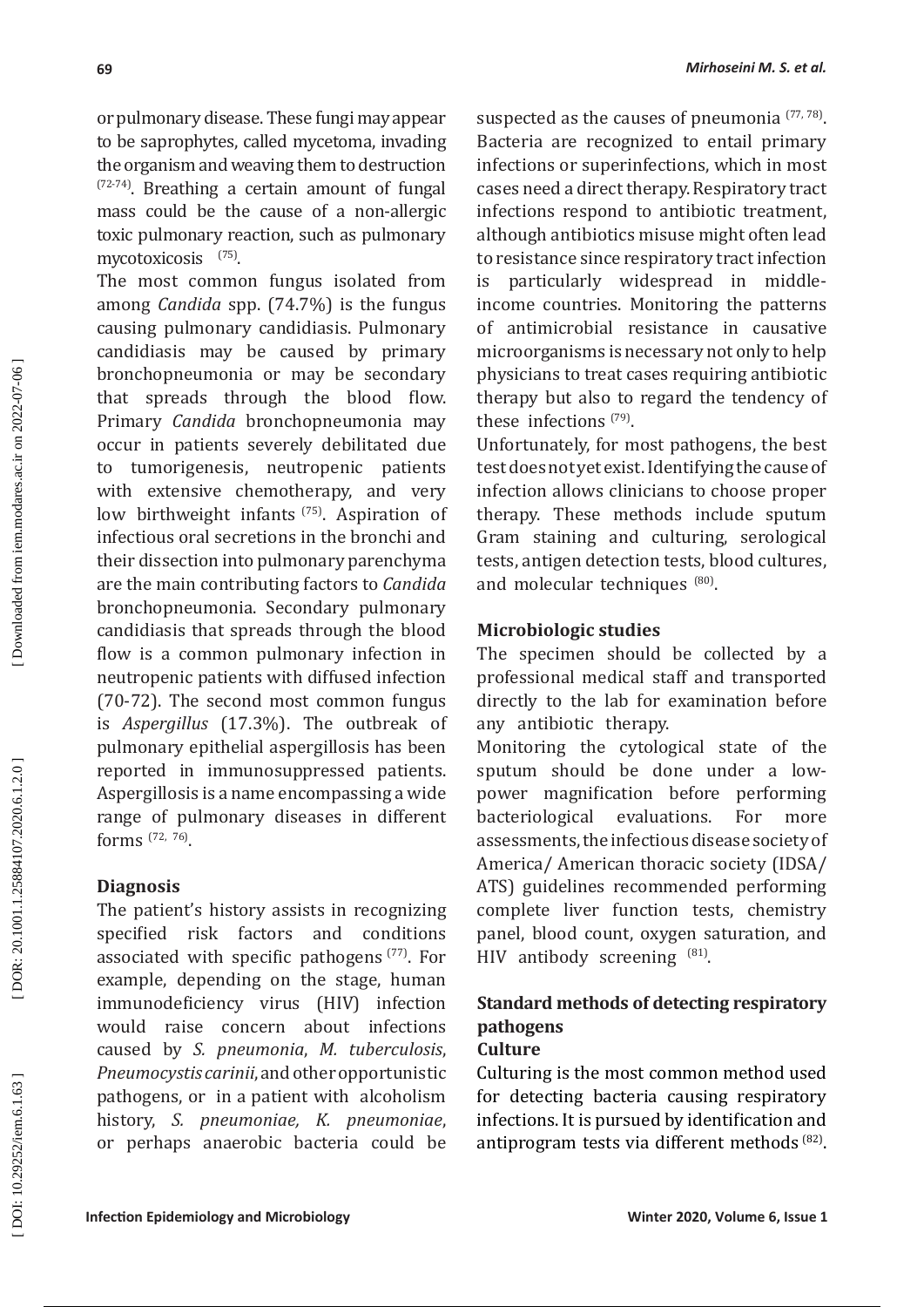or pulmonary disease. These fungi may appear to be saprophytes, called mycetoma, invading the organism and weaving them to destruction [72-74]. Breathing a certain amount of fungal mass could be the cause of a non-allergic toxic pulmonary reaction, such as pulmonary mycotoxicosis [75].

The most common fungus isolated from among *Candida* spp. (74.7%) is the fungus causing pulmonary candidiasis. Pulmonary candidiasis may be caused by primary bronchopneumonia or may be secondary that spreads through the blood flow. Primary *Candida* bronchopneumonia may occur in patients severely debilitated due to tumorigenesis, neutropenic patients with extensive chemotherapy, and very low birthweight infants [75]. Aspiration of infectious oral secretions in the bronchi and their dissection into pulmonary parenchyma are the main contributing factors to *Candida* bronchopneumonia. Secondary pulmonary candidiasis that spreads through the blood flow is a common pulmonary infection in neutropenic patients with diffused infection (70-72). The second most common fungus is *Aspergillus* (17.3%). The outbreak of pulmonary epithelial aspergillosis has been reported in immunosuppressed patients. Aspergillosis is a name encompassing a wide range of pulmonary diseases in different forms [72, 76].

## Diagnosis

The patient's history assists in recognizing specified risk factors and conditions associated with specific pathogens [77]. For example, depending on the stage, human immunodeficiency virus (HIV) infection would raise concern about infections caused by *S. pneumonia*, *M. tuberculosis*, *Pneumocystis carinii*, and other opportunistic pathogens, or in a patient with alcoholism history, *S. pneumoniae, K. pneumoniae*, or perhaps anaerobic bacteria could be suspected as the causes of pneumonia [77, 78]. Bacteria are recognized to entail primary infections or superinfections, which in most cases need a direct therapy. Respiratory tract infections respond to antibiotic treatment, although antibiotics misuse might often lead to resistance since respiratory tract infection is particularly widespread in middle-income countries. Monitoring the patterns of antimicrobial resistance in causative microorganisms is necessary not only to help physicians to treat cases requiring antibiotic therapy but also to regard the tendency of these infections [79].

Unfortunately, for most pathogens, the best test does not yet exist. Identifying the cause of infection allows clinicians to choose proper therapy. These methods include sputum Gram staining and culturing, serological tests, antigen detection tests, blood cultures, and molecular techniques [80].

## Microbiologic studies

The specimen should be collected by a professional medical staff and transported directly to the lab for examination before any antibiotic therapy.

Monitoring the cytological state of the sputum should be done under a low-power magnification before performing bacteriological evaluations. For more assessments, the infectious disease society of America/ American thoracic society (IDSA/ ATS) guidelines recommended performing complete liver function tests, chemistry panel, blood count, oxygen saturation, and HIV antibody screening [81].

## Standard methods of detecting respiratory pathogens

### Culture

Culturing is the most common method used for detecting bacteria causing respiratory infections. It is pursued by identification and antiprogram tests via different methods [82].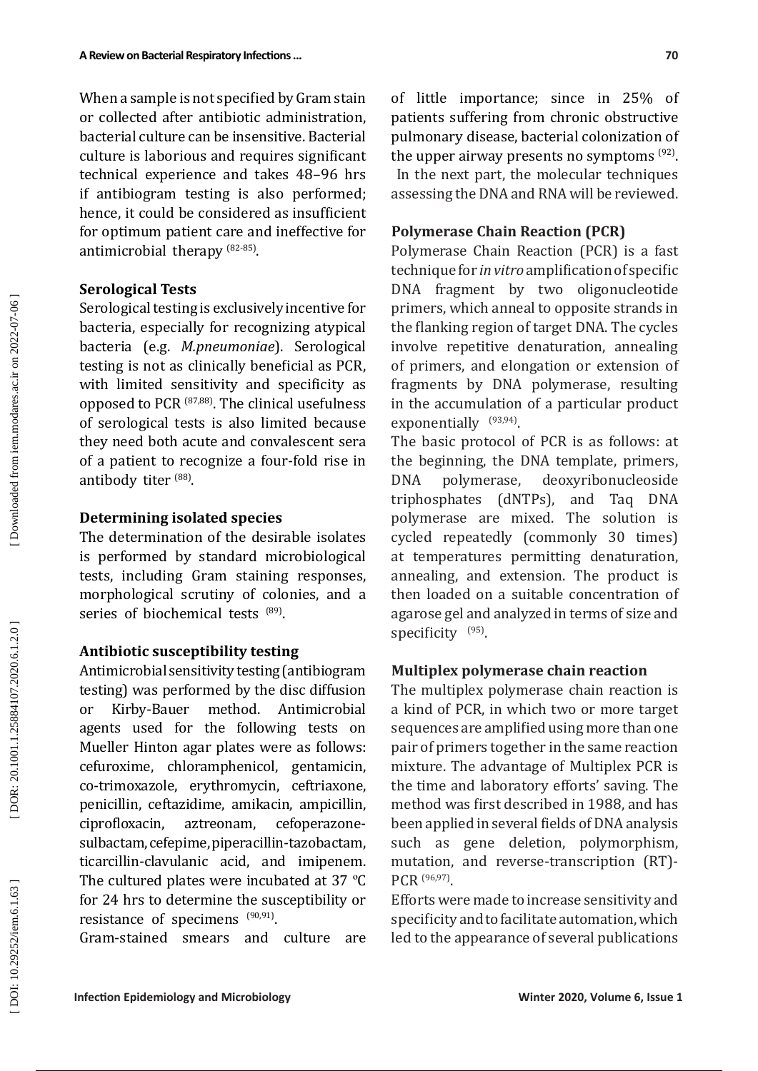When a sample is not specified by Gram stain or collected after antibiotic administration, bacterial culture can be insensitive. Bacterial culture is laborious and requires significant technical experience and takes 48–96 hrs if antibiogram testing is also performed; hence, it could be considered as insufficient for optimum patient care and ineffective for antimicrobial therapy [82-85].

### Serological Tests

Serological testing is exclusively incentive for bacteria, especially for recognizing atypical bacteria (e.g. *M.pneumoniae*). Serological testing is not as clinically beneficial as PCR, with limited sensitivity and specificity as opposed to PCR [87,88]. The clinical usefulness of serological tests is also limited because they need both acute and convalescent sera of a patient to recognize a four-fold rise in antibody titer [88].

### Determining isolated species

The determination of the desirable isolates is performed by standard microbiological tests, including Gram staining responses, morphological scrutiny of colonies, and a series of biochemical tests [89].

### Antibiotic susceptibility testing

Antimicrobial sensitivity testing (antibiogram testing) was performed by the disc diffusion or Kirby-Bauer method. Antimicrobial agents used for the following tests on Mueller Hinton agar plates were as follows: cefuroxime, chloramphenicol, gentamicin, co-trimoxazole, erythromycin, ceftriaxone, penicillin, ceftazidime, amikacin, ampicillin, ciprofloxacin, aztreonam, cefoperazone-sulbactam, cefepime, piperacillin-tazobactam, ticarcillin-clavulanic acid, and imipenem. The cultured plates were incubated at 37 ºC for 24 hrs to determine the susceptibility or resistance of specimens [90,91].

Gram-stained smears and culture are of little importance; since in 25% of patients suffering from chronic obstructive pulmonary disease, bacterial colonization of the upper airway presents no symptoms [92].

In the next part, the molecular techniques assessing the DNA and RNA will be reviewed.

### Polymerase Chain Reaction (PCR)

Polymerase Chain Reaction (PCR) is a fast technique for *in vitro* amplification of specific DNA fragment by two oligonucleotide primers, which anneal to opposite strands in the flanking region of target DNA. The cycles involve repetitive denaturation, annealing of primers, and elongation or extension of fragments by DNA polymerase, resulting in the accumulation of a particular product exponentially [93,94].

The basic protocol of PCR is as follows: at the beginning, the DNA template, primers, DNA polymerase, deoxyribonucleoside triphosphates (dNTPs), and Taq DNA polymerase are mixed. The solution is cycled repeatedly (commonly 30 times) at temperatures permitting denaturation, annealing, and extension. The product is then loaded on a suitable concentration of agarose gel and analyzed in terms of size and specificity [95].

### Multiplex polymerase chain reaction

The multiplex polymerase chain reaction is a kind of PCR, in which two or more target sequences are amplified using more than one pair of primers together in the same reaction mixture. The advantage of Multiplex PCR is the time and laboratory efforts' saving. The method was first described in 1988, and has been applied in several fields of DNA analysis such as gene deletion, polymorphism, mutation, and reverse-transcription (RT)-PCR [96,97].

Efforts were made to increase sensitivity and specificity and to facilitate automation, which led to the appearance of several publications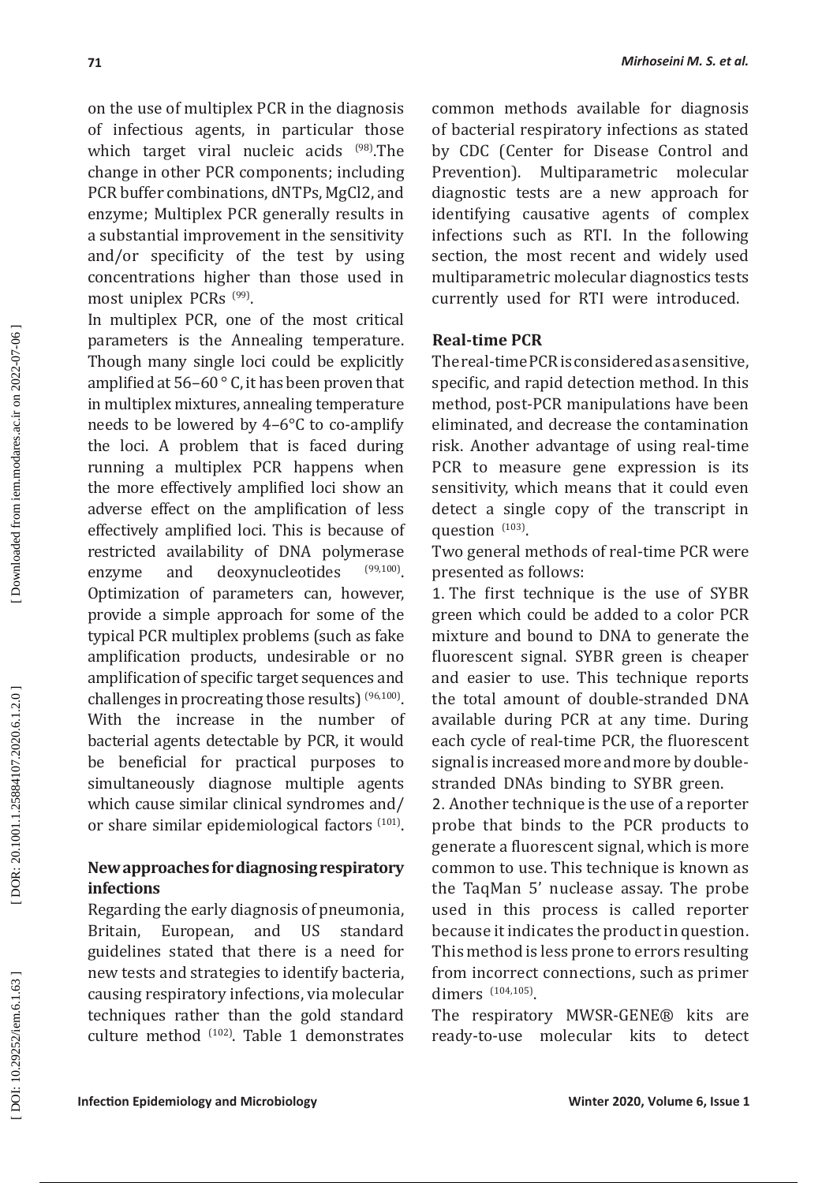on the use of multiplex PCR in the diagnosis of infectious agents, in particular those which target viral nucleic acids [98].The change in other PCR components; including PCR buffer combinations, dNTPs, MgCl2, and enzyme; Multiplex PCR generally results in a substantial improvement in the sensitivity and/or specificity of the test by using concentrations higher than those used in most uniplex PCRs [99].

In multiplex PCR, one of the most critical parameters is the Annealing temperature. Though many single loci could be explicitly amplified at 56–60 ° C, it has been proven that in multiplex mixtures, annealing temperature needs to be lowered by 4–6°C to co-amplify the loci. A problem that is faced during running a multiplex PCR happens when the more effectively amplified loci show an adverse effect on the amplification of less effectively amplified loci. This is because of restricted availability of DNA polymerase enzyme and deoxynucleotides [99,100]. Optimization of parameters can, however, provide a simple approach for some of the typical PCR multiplex problems (such as fake amplification products, undesirable or no amplification of specific target sequences and challenges in procreating those results) [96,100]. With the increase in the number of bacterial agents detectable by PCR, it would be beneficial for practical purposes to simultaneously diagnose multiple agents which cause similar clinical syndromes and/or share similar epidemiological factors [101].

## New approaches for diagnosing respiratory infections

Regarding the early diagnosis of pneumonia, Britain, European, and US standard guidelines stated that there is a need for new tests and strategies to identify bacteria, causing respiratory infections, via molecular techniques rather than the gold standard culture method [102]. Table 1 demonstrates common methods available for diagnosis of bacterial respiratory infections as stated by CDC (Center for Disease Control and Prevention). Multiparametric molecular diagnostic tests are a new approach for identifying causative agents of complex infections such as RTI. In the following section, the most recent and widely used multiparametric molecular diagnostics tests currently used for RTI were introduced.

### Real-time PCR

The real-time PCR is considered as a sensitive, specific, and rapid detection method. In this method, post-PCR manipulations have been eliminated, and decrease the contamination risk. Another advantage of using real-time PCR to measure gene expression is its sensitivity, which means that it could even detect a single copy of the transcript in question [103].

Two general methods of real-time PCR were presented as follows:

1. The first technique is the use of SYBR green which could be added to a color PCR mixture and bound to DNA to generate the fluorescent signal. SYBR green is cheaper and easier to use. This technique reports the total amount of double-stranded DNA available during PCR at any time. During each cycle of real-time PCR, the fluorescent signal is increased more and more by double-stranded DNAs binding to SYBR green.
2. Another technique is the use of a reporter probe that binds to the PCR products to generate a fluorescent signal, which is more common to use. This technique is known as the TaqMan 5' nuclease assay. The probe used in this process is called reporter because it indicates the product in question. This method is less prone to errors resulting from incorrect connections, such as primer dimers [104,105].

The respiratory MWSR-GENE® kits are ready-to-use molecular kits to detect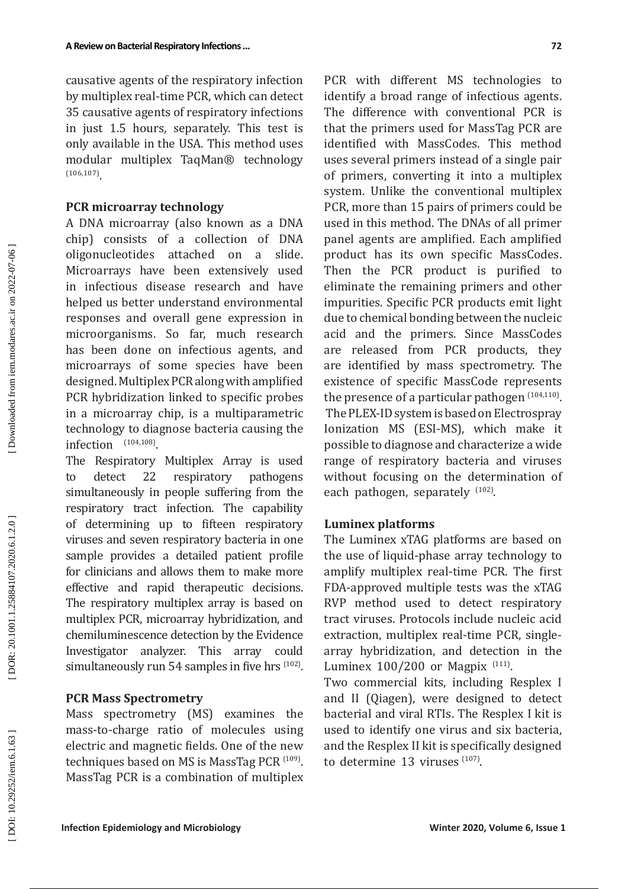causative agents of the respiratory infection by multiplex real-time PCR, which can detect 35 causative agents of respiratory infections in just 1.5 hours, separately. This test is only available in the USA. This method uses modular multiplex TaqMan® technology [106,107].

### PCR microarray technology

A DNA microarray (also known as a DNA chip) consists of a collection of DNA oligonucleotides attached on a slide. Microarrays have been extensively used in infectious disease research and have helped us better understand environmental responses and overall gene expression in microorganisms. So far, much research has been done on infectious agents, and microarrays of some species have been designed. Multiplex PCR along with amplified PCR hybridization linked to specific probes in a microarray chip, is a multiparametric technology to diagnose bacteria causing the infection [104,108].

The Respiratory Multiplex Array is used to detect 22 respiratory pathogens simultaneously in people suffering from the respiratory tract infection. The capability of determining up to fifteen respiratory viruses and seven respiratory bacteria in one sample provides a detailed patient profile for clinicians and allows them to make more effective and rapid therapeutic decisions. The respiratory multiplex array is based on multiplex PCR, microarray hybridization, and chemiluminescence detection by the Evidence Investigator analyzer. This array could simultaneously run 54 samples in five hrs [102].

### PCR Mass Spectrometry

Mass spectrometry (MS) examines the mass-to-charge ratio of molecules using electric and magnetic fields. One of the new techniques based on MS is MassTag PCR [109]. MassTag PCR is a combination of multiplex PCR with different MS technologies to identify a broad range of infectious agents. The difference with conventional PCR is that the primers used for MassTag PCR are identified with MassCodes. This method uses several primers instead of a single pair of primers, converting it into a multiplex system. Unlike the conventional multiplex PCR, more than 15 pairs of primers could be used in this method. The DNAs of all primer panel agents are amplified. Each amplified product has its own specific MassCodes. Then the PCR product is purified to eliminate the remaining primers and other impurities. Specific PCR products emit light due to chemical bonding between the nucleic acid and the primers. Since MassCodes are released from PCR products, they are identified by mass spectrometry. The existence of specific MassCode represents the presence of a particular pathogen [104,110].

The PLEX-ID system is based on Electrospray Ionization MS (ESI-MS), which make it possible to diagnose and characterize a wide range of respiratory bacteria and viruses without focusing on the determination of each pathogen, separately [102].

### Luminex platforms

The Luminex xTAG platforms are based on the use of liquid-phase array technology to amplify multiplex real-time PCR. The first FDA-approved multiple tests was the xTAG RVP method used to detect respiratory tract viruses. Protocols include nucleic acid extraction, multiplex real-time PCR, single-array hybridization, and detection in the Luminex 100/200 or Magpix [111].

Two commercial kits, including Resplex I and II (Qiagen), were designed to detect bacterial and viral RTIs. The Resplex I kit is used to identify one virus and six bacteria, and the Resplex II kit is specifically designed to determine 13 viruses [107].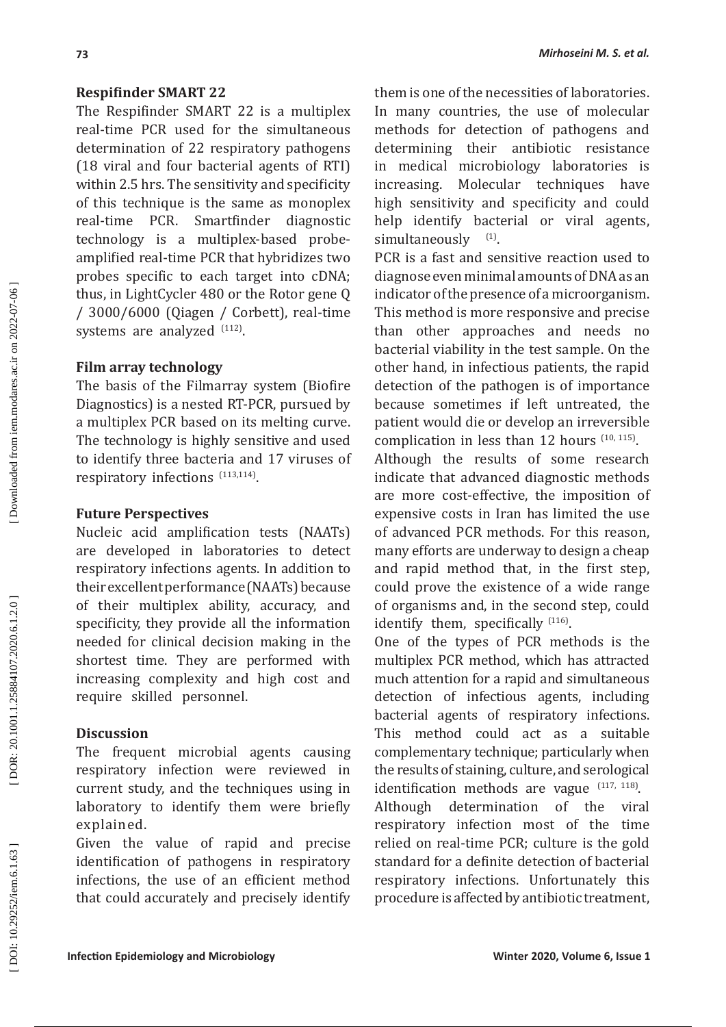### Respifinder SMART 22

The Respifinder SMART 22 is a multiplex real-time PCR used for the simultaneous determination of 22 respiratory pathogens (18 viral and four bacterial agents of RTI) within 2.5 hrs. The sensitivity and specificity of this technique is the same as monoplex real-time PCR. Smartfinder diagnostic technology is a multiplex-based probe-amplified real-time PCR that hybridizes two probes specific to each target into cDNA; thus, in LightCycler 480 or the Rotor gene Q / 3000/6000 (Qiagen / Corbett), real-time systems are analyzed [112].

### Film array technology

The basis of the Filmarray system (Biofire Diagnostics) is a nested RT-PCR, pursued by a multiplex PCR based on its melting curve. The technology is highly sensitive and used to identify three bacteria and 17 viruses of respiratory infections [113,114].

### Future Perspectives

Nucleic acid amplification tests (NAATs) are developed in laboratories to detect respiratory infections agents. In addition to their excellent performance (NAATs) because of their multiplex ability, accuracy, and specificity, they provide all the information needed for clinical decision making in the shortest time. They are performed with increasing complexity and high cost and require skilled personnel.

### Discussion

The frequent microbial agents causing respiratory infection were reviewed in current study, and the techniques using in laboratory to identify them were briefly explained.

Given the value of rapid and precise identification of pathogens in respiratory infections, the use of an efficient method that could accurately and precisely identify them is one of the necessities of laboratories. In many countries, the use of molecular methods for detection of pathogens and determining their antibiotic resistance in medical microbiology laboratories is increasing. Molecular techniques have high sensitivity and specificity and could help identify bacterial or viral agents, simultaneously [1].

PCR is a fast and sensitive reaction used to diagnose even minimal amounts of DNA as an indicator of the presence of a microorganism. This method is more responsive and precise than other approaches and needs no bacterial viability in the test sample. On the other hand, in infectious patients, the rapid detection of the pathogen is of importance because sometimes if left untreated, the patient would die or develop an irreversible complication in less than 12 hours [10, 115].

Although the results of some research indicate that advanced diagnostic methods are more cost-effective, the imposition of expensive costs in Iran has limited the use of advanced PCR methods. For this reason, many efforts are underway to design a cheap and rapid method that, in the first step, could prove the existence of a wide range of organisms and, in the second step, could identify them, specifically [116].

One of the types of PCR methods is the multiplex PCR method, which has attracted much attention for a rapid and simultaneous detection of infectious agents, including bacterial agents of respiratory infections. This method could act as a suitable complementary technique; particularly when the results of staining, culture, and serological identification methods are vague [117, 118].

Although determination of the viral respiratory infection most of the time relied on real-time PCR; culture is the gold standard for a definite detection of bacterial respiratory infections. Unfortunately this procedure is affected by antibiotic treatment,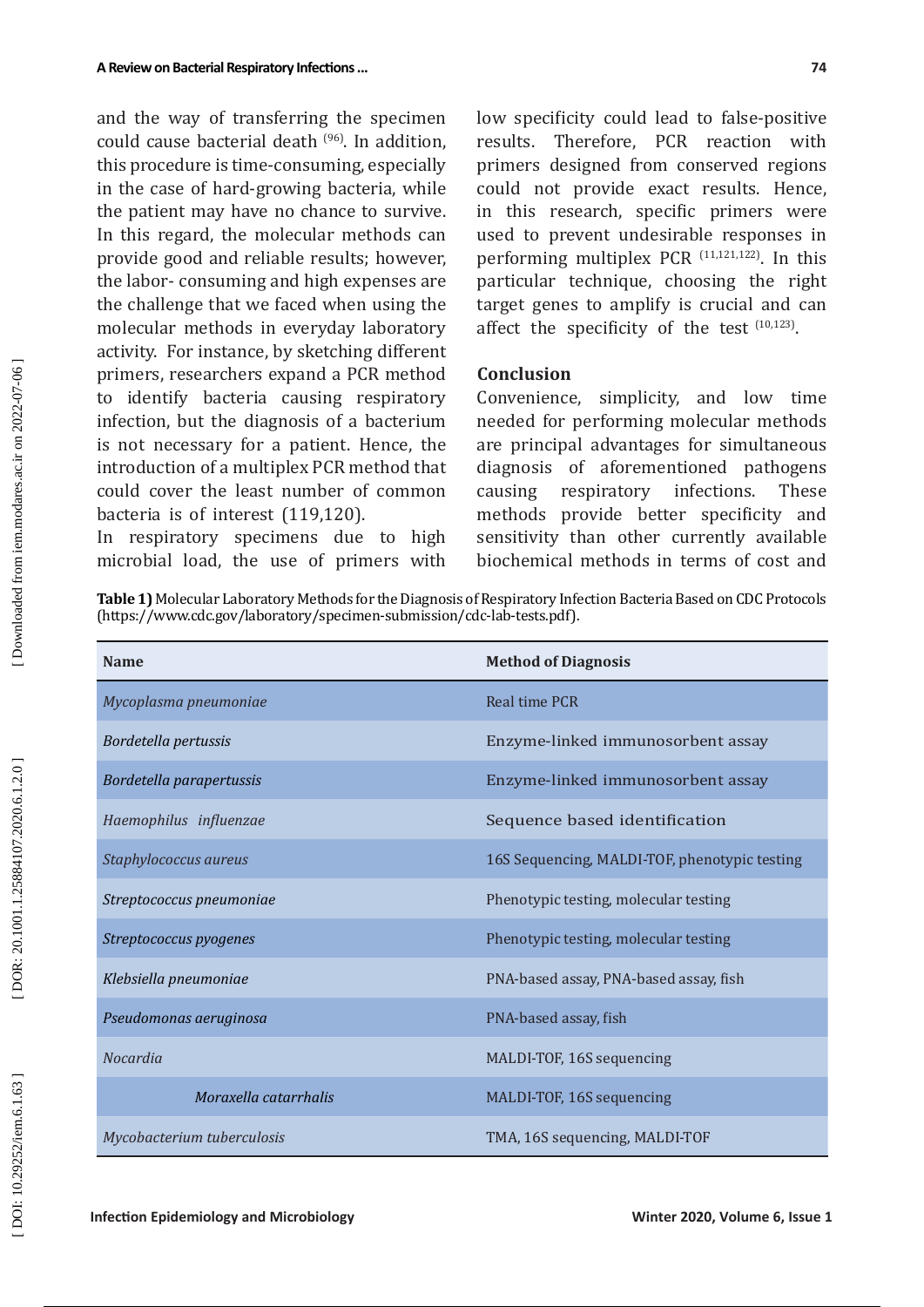and the way of transferring the specimen could cause bacterial death [96]. In addition, this procedure is time-consuming, especially in the case of hard-growing bacteria, while the patient may have no chance to survive. In this regard, the molecular methods can provide good and reliable results; however, the labor- consuming and high expenses are the challenge that we faced when using the molecular methods in everyday laboratory activity. For instance, by sketching different primers, researchers expand a PCR method to identify bacteria causing respiratory infection, but the diagnosis of a bacterium is not necessary for a patient. Hence, the introduction of a multiplex PCR method that could cover the least number of common bacteria is of interest (119,120).

In respiratory specimens due to high microbial load, the use of primers with low specificity could lead to false-positive results. Therefore, PCR reaction with primers designed from conserved regions could not provide exact results. Hence, in this research, specific primers were used to prevent undesirable responses in performing multiplex PCR [11,121,122]. In this particular technique, choosing the right target genes to amplify is crucial and can affect the specificity of the test [10,123].

## Conclusion

Convenience, simplicity, and low time needed for performing molecular methods are principal advantages for simultaneous diagnosis of aforementioned pathogens causing respiratory infections. These methods provide better specificity and sensitivity than other currently available biochemical methods in terms of cost and

**Table 1)** Molecular Laboratory Methods for the Diagnosis of Respiratory Infection Bacteria Based on CDC Protocols (https://www.cdc.gov/laboratory/specimen-submission/cdc-lab-tests.pdf).

| Name | Method of Diagnosis |
|---|---|
| *Mycoplasma pneumoniae* | Real time PCR |
| *Bordetella pertussis* | Enzyme-linked immunosorbent assay |
| *Bordetella parapertussis* | Enzyme-linked immunosorbent assay |
| *Haemophilus influenzae* | Sequence based identification |
| *Staphylococcus aureus* | 16S Sequencing, MALDI-TOF, phenotypic testing |
| *Streptococcus pneumoniae* | Phenotypic testing, molecular testing |
| *Streptococcus pyogenes* | Phenotypic testing, molecular testing |
| *Klebsiella pneumoniae* | PNA-based assay, PNA-based assay, fish |
| *Pseudomonas aeruginosa* | PNA-based assay, fish |
| *Nocardia* | MALDI-TOF, 16S sequencing |
| *Moraxella catarrhalis* | MALDI-TOF, 16S sequencing |
| *Mycobacterium tuberculosis* | TMA, 16S sequencing, MALDI-TOF |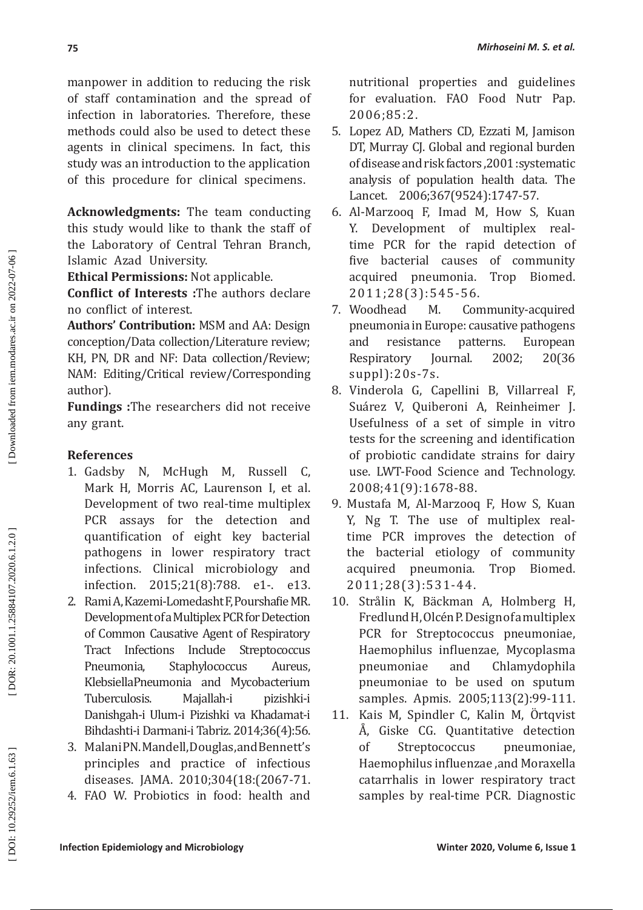manpower in addition to reducing the risk of staff contamination and the spread of infection in laboratories. Therefore, these methods could also be used to detect these agents in clinical specimens. In fact, this study was an introduction to the application of this procedure for clinical specimens.

**Acknowledgments:** The team conducting this study would like to thank the staff of the Laboratory of Central Tehran Branch, Islamic Azad University.

**Ethical Permissions:** Not applicable.

**Conflict of Interests :**The authors declare no conflict of interest.

**Authors' Contribution:** MSM and AA: Design conception/Data collection/Literature review; KH, PN, DR and NF: Data collection/Review; NAM: Editing/Critical review/Corresponding author).

**Fundings :**The researchers did not receive any grant.

## References

1. Gadsby N, McHugh M, Russell C, Mark H, Morris AC, Laurenson I, et al. Development of two real-time multiplex PCR assays for the detection and quantification of eight key bacterial pathogens in lower respiratory tract infections. Clinical microbiology and infection. 2015;21(8):788. e1-. e13.
2. Rami A, Kazemi-Lomedasht F, Pourshafie MR. Development of a Multiplex PCR for Detection of Common Causative Agent of Respiratory Tract Infections Include Streptococcus Pneumonia, Staphylococcus Aureus, KlebsiellaPneumonia and Mycobacterium Tuberculosis. Majallah-i pizishki-i Danishgah-i Ulum-i Pizishki va Khadamat-i Bihdashti-i Darmani-i Tabriz. 2014;36(4):56.
3. Malani PN. Mandell, Douglas, and Bennett's principles and practice of infectious diseases. JAMA. 2010;304(18:(2067-71.
4. FAO W. Probiotics in food: health and nutritional properties and guidelines for evaluation. FAO Food Nutr Pap. 2006;85:2.
5. Lopez AD, Mathers CD, Ezzati M, Jamison DT, Murray CJ. Global and regional burden of disease and risk factors ,2001 :systematic analysis of population health data. The Lancet. 2006;367(9524):1747-57.
6. Al-Marzooq F, Imad M, How S, Kuan Y. Development of multiplex real-time PCR for the rapid detection of five bacterial causes of community acquired pneumonia. Trop Biomed. 2011;28(3):545-56.
7. Woodhead M. Community-acquired pneumonia in Europe: causative pathogens and resistance patterns. European Respiratory Journal. 2002; 20(36 suppl):20s-7s.
8. Vinderola G, Capellini B, Villarreal F, Suárez V, Quiberoni A, Reinheimer J. Usefulness of a set of simple in vitro tests for the screening and identification of probiotic candidate strains for dairy use. LWT-Food Science and Technology. 2008;41(9):1678-88.
9. Mustafa M, Al-Marzooq F, How S, Kuan Y, Ng T. The use of multiplex real-time PCR improves the detection of the bacterial etiology of community acquired pneumonia. Trop Biomed. 2011;28(3):531-44.
10. Strålin K, Bäckman A, Holmberg H, Fredlund H, Olcén P. Design of a multiplex PCR for Streptococcus pneumoniae, Haemophilus influenzae, Mycoplasma pneumoniae and Chlamydophila pneumoniae to be used on sputum samples. Apmis. 2005;113(2):99-111.
11. Kais M, Spindler C, Kalin M, Örtqvist Å, Giske CG. Quantitative detection of Streptococcus pneumoniae, Haemophilus influenzae ,and Moraxella catarrhalis in lower respiratory tract samples by real-time PCR. Diagnostic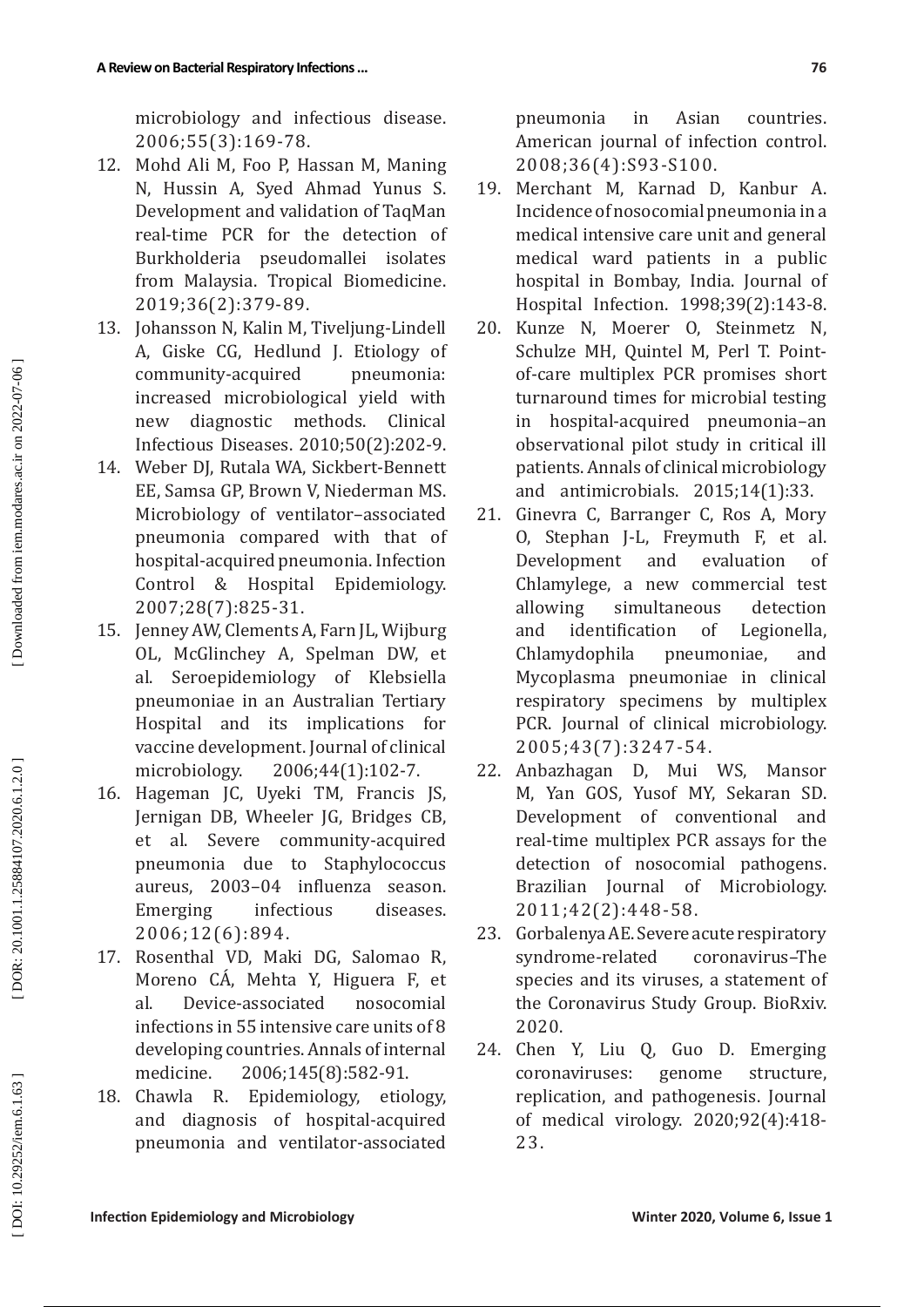microbiology and infectious disease. 2006;55(3):169-78.

12. Mohd Ali M, Foo P, Hassan M, Maning N, Hussin A, Syed Ahmad Yunus S. Development and validation of TaqMan real-time PCR for the detection of Burkholderia pseudomallei isolates from Malaysia. Tropical Biomedicine. 2019;36(2):379-89.
13. Johansson N, Kalin M, Tiveljung-Lindell A, Giske CG, Hedlund J. Etiology of community-acquired pneumonia: increased microbiological yield with new diagnostic methods. Clinical Infectious Diseases. 2010;50(2):202-9.
14. Weber DJ, Rutala WA, Sickbert-Bennett EE, Samsa GP, Brown V, Niederman MS. Microbiology of ventilator–associated pneumonia compared with that of hospital-acquired pneumonia. Infection Control & Hospital Epidemiology. 2007;28(7):825-31.
15. Jenney AW, Clements A, Farn JL, Wijburg OL, McGlinchey A, Spelman DW, et al. Seroepidemiology of Klebsiella pneumoniae in an Australian Tertiary Hospital and its implications for vaccine development. Journal of clinical microbiology. 2006;44(1):102-7.
16. Hageman JC, Uyeki TM, Francis JS, Jernigan DB, Wheeler JG, Bridges CB, et al. Severe community-acquired pneumonia due to Staphylococcus aureus, 2003–04 influenza season. Emerging infectious diseases. 2006;12(6):894.
17. Rosenthal VD, Maki DG, Salomao R, Moreno CÁ, Mehta Y, Higuera F, et al. Device-associated nosocomial infections in 55 intensive care units of 8 developing countries. Annals of internal medicine. 2006;145(8):582-91.
18. Chawla R. Epidemiology, etiology, and diagnosis of hospital-acquired pneumonia and ventilator-associated pneumonia in Asian countries. American journal of infection control. 2008;36(4):S93-S100.
19. Merchant M, Karnad D, Kanbur A. Incidence of nosocomial pneumonia in a medical intensive care unit and general medical ward patients in a public hospital in Bombay, India. Journal of Hospital Infection. 1998;39(2):143-8.
20. Kunze N, Moerer O, Steinmetz N, Schulze MH, Quintel M, Perl T. Point-of-care multiplex PCR promises short turnaround times for microbial testing in hospital-acquired pneumonia–an observational pilot study in critical ill patients. Annals of clinical microbiology and antimicrobials. 2015;14(1):33.
21. Ginevra C, Barranger C, Ros A, Mory O, Stephan J-L, Freymuth F, et al. Development and evaluation of Chlamylege, a new commercial test allowing simultaneous detection and identification of Legionella, Chlamydophila pneumoniae, and Mycoplasma pneumoniae in clinical respiratory specimens by multiplex PCR. Journal of clinical microbiology. 2005;43(7):3247-54.
22. Anbazhagan D, Mui WS, Mansor M, Yan GOS, Yusof MY, Sekaran SD. Development of conventional and real-time multiplex PCR assays for the detection of nosocomial pathogens. Brazilian Journal of Microbiology. 2011;42(2):448-58.
23. Gorbalenya AE. Severe acute respiratory syndrome-related coronavirus–The species and its viruses, a statement of the Coronavirus Study Group. BioRxiv. 2020.
24. Chen Y, Liu Q, Guo D. Emerging coronaviruses: genome structure, replication, and pathogenesis. Journal of medical virology. 2020;92(4):418-23.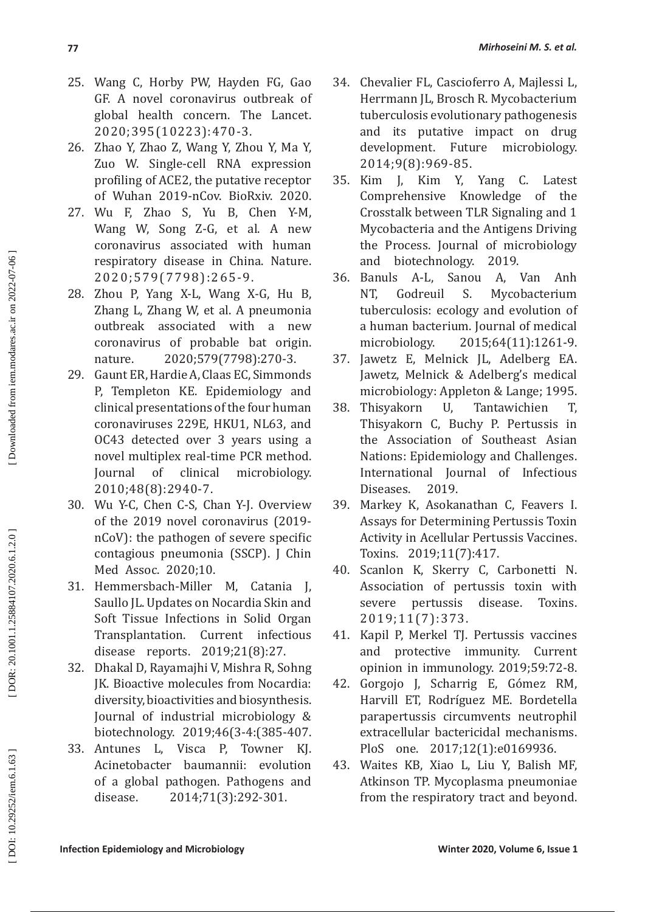25. Wang C, Horby PW, Hayden FG, Gao GF. A novel coronavirus outbreak of global health concern. The Lancet. 2020;395(10223):470-3.
26. Zhao Y, Zhao Z, Wang Y, Zhou Y, Ma Y, Zuo W. Single-cell RNA expression profiling of ACE2, the putative receptor of Wuhan 2019-nCov. BioRxiv. 2020.
27. Wu F, Zhao S, Yu B, Chen Y-M, Wang W, Song Z-G, et al. A new coronavirus associated with human respiratory disease in China. Nature. 2020;579(7798):265-9.
28. Zhou P, Yang X-L, Wang X-G, Hu B, Zhang L, Zhang W, et al. A pneumonia outbreak associated with a new coronavirus of probable bat origin. nature. 2020;579(7798):270-3.
29. Gaunt ER, Hardie A, Claas EC, Simmonds P, Templeton KE. Epidemiology and clinical presentations of the four human coronaviruses 229E, HKU1, NL63, and OC43 detected over 3 years using a novel multiplex real-time PCR method. Journal of clinical microbiology. 2010;48(8):2940-7.
30. Wu Y-C, Chen C-S, Chan Y-J. Overview of the 2019 novel coronavirus (2019-nCoV): the pathogen of severe specific contagious pneumonia (SSCP). J Chin Med Assoc. 2020;10.
31. Hemmersbach-Miller M, Catania J, Saullo JL. Updates on Nocardia Skin and Soft Tissue Infections in Solid Organ Transplantation. Current infectious disease reports. 2019;21(8):27.
32. Dhakal D, Rayamajhi V, Mishra R, Sohng JK. Bioactive molecules from Nocardia: diversity, bioactivities and biosynthesis. Journal of industrial microbiology & biotechnology. 2019;46(3-4:(385-407.
33. Antunes L, Visca P, Towner KJ. Acinetobacter baumannii: evolution of a global pathogen. Pathogens and disease. 2014;71(3):292-301.
34. Chevalier FL, Cascioferro A, Majlessi L, Herrmann JL, Brosch R. Mycobacterium tuberculosis evolutionary pathogenesis and its putative impact on drug development. Future microbiology. 2014;9(8):969-85.
35. Kim J, Kim Y, Yang C. Latest Comprehensive Knowledge of the Crosstalk between TLR Signaling and 1 Mycobacteria and the Antigens Driving the Process. Journal of microbiology and biotechnology. 2019.
36. Banuls A-L, Sanou A, Van Anh NT, Godreuil S. Mycobacterium tuberculosis: ecology and evolution of a human bacterium. Journal of medical microbiology. 2015;64(11):1261-9.
37. Jawetz E, Melnick JL, Adelberg EA. Jawetz, Melnick & Adelberg's medical microbiology: Appleton & Lange; 1995.
38. Thisyakorn U, Tantawichien T, Thisyakorn C, Buchy P. Pertussis in the Association of Southeast Asian Nations: Epidemiology and Challenges. International Journal of Infectious Diseases. 2019.
39. Markey K, Asokanathan C, Feavers I. Assays for Determining Pertussis Toxin Activity in Acellular Pertussis Vaccines. Toxins. 2019;11(7):417.
40. Scanlon K, Skerry C, Carbonetti N. Association of pertussis toxin with severe pertussis disease. Toxins. 2019;11(7):373.
41. Kapil P, Merkel TJ. Pertussis vaccines and protective immunity. Current opinion in immunology. 2019;59:72-8.
42. Gorgojo J, Scharrig E, Gómez RM, Harvill ET, Rodríguez ME. Bordetella parapertussis circumvents neutrophil extracellular bactericidal mechanisms. PloS one. 2017;12(1):e0169936.
43. Waites KB, Xiao L, Liu Y, Balish MF, Atkinson TP. Mycoplasma pneumoniae from the respiratory tract and beyond.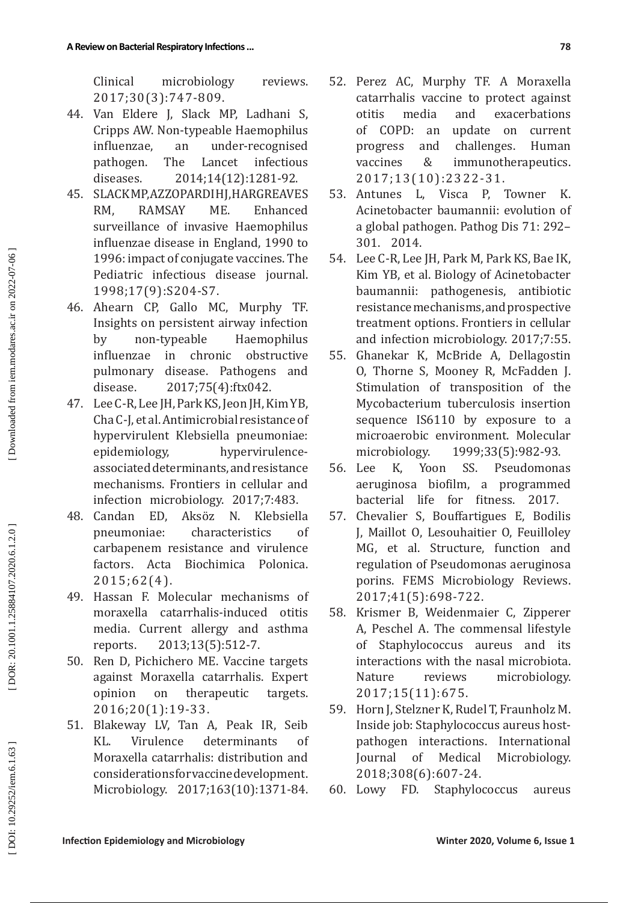Clinical microbiology reviews. 2017;30(3):747-809.

44. Van Eldere J, Slack MP, Ladhani S, Cripps AW. Non-typeable Haemophilus influenzae, an under-recognised pathogen. The Lancet infectious diseases. 2014;14(12):1281-92.
45. SLACK MP, AZZOPARDI HJ, HARGREAVES RM, RAMSAY ME. Enhanced surveillance of invasive Haemophilus influenzae disease in England, 1990 to 1996: impact of conjugate vaccines. The Pediatric infectious disease journal. 1998;17(9):S204-S7.
46. Ahearn CP, Gallo MC, Murphy TF. Insights on persistent airway infection by non-typeable Haemophilus influenzae in chronic obstructive pulmonary disease. Pathogens and disease. 2017;75(4):ftx042.
47. Lee C-R, Lee JH, Park KS, Jeon JH, Kim YB, Cha C-J, et al. Antimicrobial resistance of hypervirulent Klebsiella pneumoniae: epidemiology, hypervirulence-associated determinants, and resistance mechanisms. Frontiers in cellular and infection microbiology. 2017;7:483.
48. Candan ED, Aksöz N. Klebsiella pneumoniae: characteristics of carbapenem resistance and virulence factors. Acta Biochimica Polonica. 2015;62(4).
49. Hassan F. Molecular mechanisms of moraxella catarrhalis-induced otitis media. Current allergy and asthma reports. 2013;13(5):512-7.
50. Ren D, Pichichero ME. Vaccine targets against Moraxella catarrhalis. Expert opinion on therapeutic targets. 2016;20(1):19-33.
51. Blakeway LV, Tan A, Peak IR, Seib KL. Virulence determinants of Moraxella catarrhalis: distribution and considerations for vaccine development. Microbiology. 2017;163(10):1371-84.
52. Perez AC, Murphy TF. A Moraxella catarrhalis vaccine to protect against otitis media and exacerbations of COPD: an update on current progress and challenges. Human vaccines & immunotherapeutics. 2017;13(10):2322-31.
53. Antunes L, Visca P, Towner K. Acinetobacter baumannii: evolution of a global pathogen. Pathog Dis 71: 292–301. 2014.
54. Lee C-R, Lee JH, Park M, Park KS, Bae IK, Kim YB, et al. Biology of Acinetobacter baumannii: pathogenesis, antibiotic resistance mechanisms, and prospective treatment options. Frontiers in cellular and infection microbiology. 2017;7:55.
55. Ghanekar K, McBride A, Dellagostin O, Thorne S, Mooney R, McFadden J. Stimulation of transposition of the Mycobacterium tuberculosis insertion sequence IS6110 by exposure to a microaerobic environment. Molecular microbiology. 1999;33(5):982-93.
56. Lee K, Yoon SS. Pseudomonas aeruginosa biofilm, a programmed bacterial life for fitness. 2017.
57. Chevalier S, Bouffartigues E, Bodilis J, Maillot O, Lesouhaitier O, Feuilloley MG, et al. Structure, function and regulation of Pseudomonas aeruginosa porins. FEMS Microbiology Reviews. 2017;41(5):698-722.
58. Krismer B, Weidenmaier C, Zipperer A, Peschel A. The commensal lifestyle of Staphylococcus aureus and its interactions with the nasal microbiota. Nature reviews microbiology. 2017;15(11):675.
59. Horn J, Stelzner K, Rudel T, Fraunholz M. Inside job: Staphylococcus aureus host-pathogen interactions. International Journal of Medical Microbiology. 2018;308(6):607-24.
60. Lowy FD. Staphylococcus aureus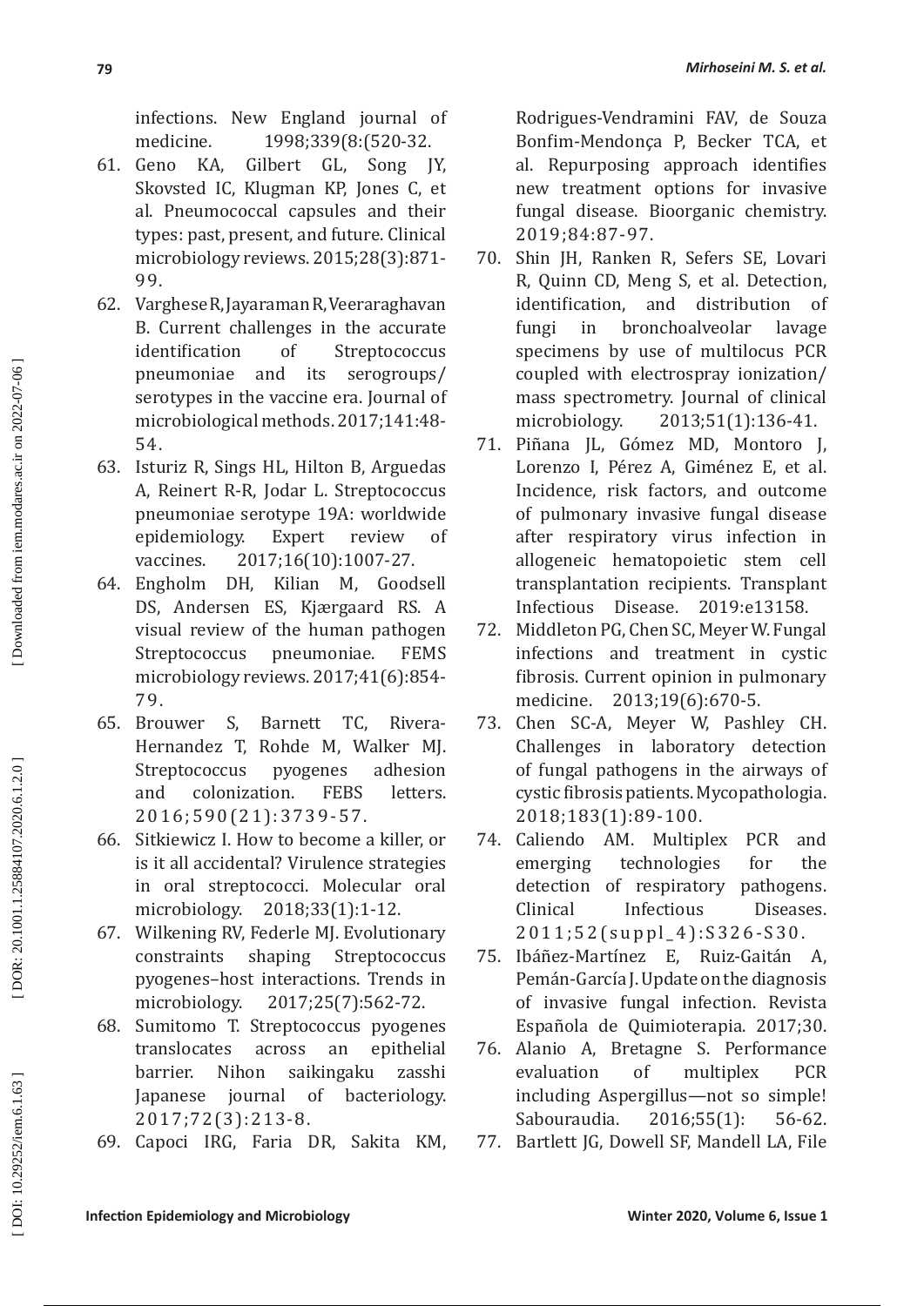infections. New England journal of medicine. 1998;339(8:(520-32.

61. Geno KA, Gilbert GL, Song JY, Skovsted IC, Klugman KP, Jones C, et al. Pneumococcal capsules and their types: past, present, and future. Clinical microbiology reviews. 2015;28(3):871-99.
62. Varghese R, Jayaraman R, Veeraraghavan B. Current challenges in the accurate identification of Streptococcus pneumoniae and its serogroups/serotypes in the vaccine era. Journal of microbiological methods. 2017;141:48-54.
63. Isturiz R, Sings HL, Hilton B, Arguedas A, Reinert R-R, Jodar L. Streptococcus pneumoniae serotype 19A: worldwide epidemiology. Expert review of vaccines. 2017;16(10):1007-27.
64. Engholm DH, Kilian M, Goodsell DS, Andersen ES, Kjærgaard RS. A visual review of the human pathogen Streptococcus pneumoniae. FEMS microbiology reviews. 2017;41(6):854-79.
65. Brouwer S, Barnett TC, Rivera-Hernandez T, Rohde M, Walker MJ. Streptococcus pyogenes adhesion and colonization. FEBS letters. 2016;590(21):3739-57.
66. Sitkiewicz I. How to become a killer, or is it all accidental? Virulence strategies in oral streptococci. Molecular oral microbiology. 2018;33(1):1-12.
67. Wilkening RV, Federle MJ. Evolutionary constraints shaping Streptococcus pyogenes–host interactions. Trends in microbiology. 2017;25(7):562-72.
68. Sumitomo T. Streptococcus pyogenes translocates across an epithelial barrier. Nihon saikingaku zasshi Japanese journal of bacteriology. 2017;72(3):213-8.
69. Capoci IRG, Faria DR, Sakita KM, Rodrigues-Vendramini FAV, de Souza Bonfim-Mendonça P, Becker TCA, et al. Repurposing approach identifies new treatment options for invasive fungal disease. Bioorganic chemistry. 2019;84:87-97.
70. Shin JH, Ranken R, Sefers SE, Lovari R, Quinn CD, Meng S, et al. Detection, identification, and distribution of fungi in bronchoalveolar lavage specimens by use of multilocus PCR coupled with electrospray ionization/mass spectrometry. Journal of clinical microbiology. 2013;51(1):136-41.
71. Piñana JL, Gómez MD, Montoro J, Lorenzo I, Pérez A, Giménez E, et al. Incidence, risk factors, and outcome of pulmonary invasive fungal disease after respiratory virus infection in allogeneic hematopoietic stem cell transplantation recipients. Transplant Infectious Disease. 2019:e13158.
72. Middleton PG, Chen SC, Meyer W. Fungal infections and treatment in cystic fibrosis. Current opinion in pulmonary medicine. 2013;19(6):670-5.
73. Chen SC-A, Meyer W, Pashley CH. Challenges in laboratory detection of fungal pathogens in the airways of cystic fibrosis patients. Mycopathologia. 2018;183(1):89-100.
74. Caliendo AM. Multiplex PCR and emerging technologies for the detection of respiratory pathogens. Clinical Infectious Diseases. 2011;52(suppl_4):S326-S30.
75. Ibáñez-Martínez E, Ruiz-Gaitán A, Pemán-García J. Update on the diagnosis of invasive fungal infection. Revista Española de Quimioterapia. 2017;30.
76. Alanio A, Bretagne S. Performance evaluation of multiplex PCR including Aspergillus—not so simple! Sabouraudia. 2016;55(1): 56-62.
77. Bartlett JG, Dowell SF, Mandell LA, File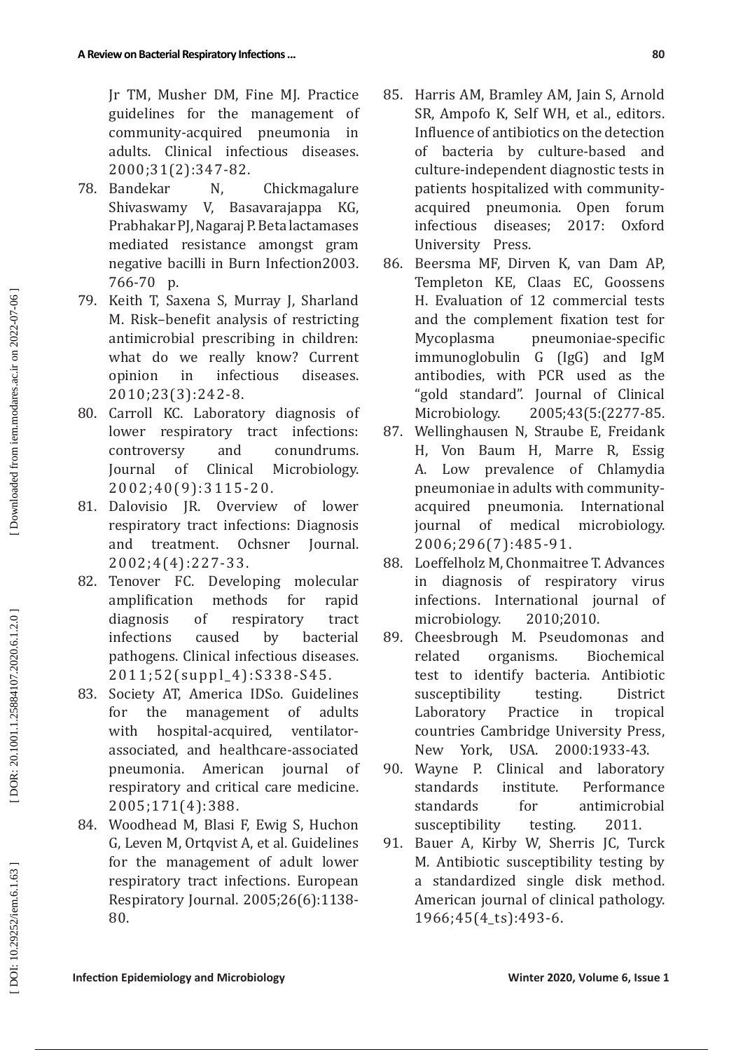Jr TM, Musher DM, Fine MJ. Practice guidelines for the management of community-acquired pneumonia in adults. Clinical infectious diseases. 2000;31(2):347-82.

78. Bandekar N, Chickmagalure Shivaswamy V, Basavarajappa KG, Prabhakar PJ, Nagaraj P. Beta lactamases mediated resistance amongst gram negative bacilli in Burn Infection2003. 766-70 p.
79. Keith T, Saxena S, Murray J, Sharland M. Risk–benefit analysis of restricting antimicrobial prescribing in children: what do we really know? Current opinion in infectious diseases. 2010;23(3):242-8.
80. Carroll KC. Laboratory diagnosis of lower respiratory tract infections: controversy and conundrums. Journal of Clinical Microbiology. 2002;40(9):3115-20.
81. Dalovisio JR. Overview of lower respiratory tract infections: Diagnosis and treatment. Ochsner Journal. 2002;4(4):227-33.
82. Tenover FC. Developing molecular amplification methods for rapid diagnosis of respiratory tract infections caused by bacterial pathogens. Clinical infectious diseases. 2011;52(suppl_4):S338-S45.
83. Society AT, America IDSo. Guidelines for the management of adults with hospital-acquired, ventilator-associated, and healthcare-associated pneumonia. American journal of respiratory and critical care medicine. 2005;171(4):388.
84. Woodhead M, Blasi F, Ewig S, Huchon G, Leven M, Ortqvist A, et al. Guidelines for the management of adult lower respiratory tract infections. European Respiratory Journal. 2005;26(6):1138-80.
85. Harris AM, Bramley AM, Jain S, Arnold SR, Ampofo K, Self WH, et al., editors. Influence of antibiotics on the detection of bacteria by culture-based and culture-independent diagnostic tests in patients hospitalized with community-acquired pneumonia. Open forum infectious diseases; 2017: Oxford University Press.
86. Beersma MF, Dirven K, van Dam AP, Templeton KE, Claas EC, Goossens H. Evaluation of 12 commercial tests and the complement fixation test for Mycoplasma pneumoniae-specific immunoglobulin G (IgG) and IgM antibodies, with PCR used as the "gold standard". Journal of Clinical Microbiology. 2005;43(5:(2277-85.
87. Wellinghausen N, Straube E, Freidank H, Von Baum H, Marre R, Essig A. Low prevalence of Chlamydia pneumoniae in adults with community-acquired pneumonia. International journal of medical microbiology. 2006;296(7):485-91.
88. Loeffelholz M, Chonmaitree T. Advances in diagnosis of respiratory virus infections. International journal of microbiology. 2010;2010.
89. Cheesbrough M. Pseudomonas and related organisms. Biochemical test to identify bacteria. Antibiotic susceptibility testing. District Laboratory Practice in tropical countries Cambridge University Press, New York, USA. 2000:1933-43.
90. Wayne P. Clinical and laboratory standards institute. Performance standards for antimicrobial susceptibility testing. 2011.
91. Bauer A, Kirby W, Sherris JC, Turck M. Antibiotic susceptibility testing by a standardized single disk method. American journal of clinical pathology. 1966;45(4_ts):493-6.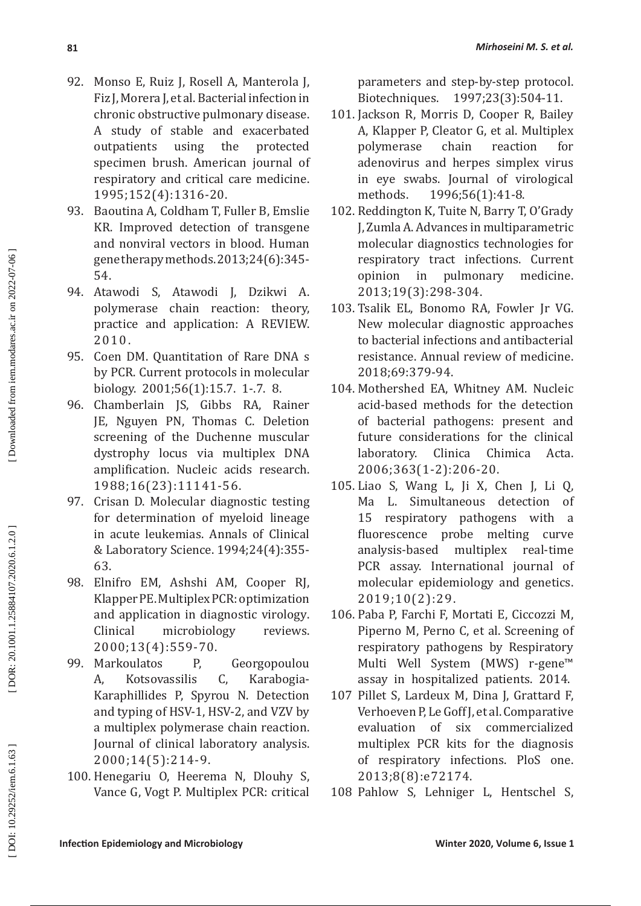92. Monso E, Ruiz J, Rosell A, Manterola J, Fiz J, Morera J, et al. Bacterial infection in chronic obstructive pulmonary disease. A study of stable and exacerbated outpatients using the protected specimen brush. American journal of respiratory and critical care medicine. 1995;152(4):1316-20.
93. Baoutina A, Coldham T, Fuller B, Emslie KR. Improved detection of transgene and nonviral vectors in blood. Human gene therapy methods. 2013;24(6):345-54.
94. Atawodi S, Atawodi J, Dzikwi A. polymerase chain reaction: theory, practice and application: A REVIEW. 2010.
95. Coen DM. Quantitation of Rare DNA s by PCR. Current protocols in molecular biology. 2001;56(1):15.7. 1-.7. 8.
96. Chamberlain JS, Gibbs RA, Rainer JE, Nguyen PN, Thomas C. Deletion screening of the Duchenne muscular dystrophy locus via multiplex DNA amplification. Nucleic acids research. 1988;16(23):11141-56.
97. Crisan D. Molecular diagnostic testing for determination of myeloid lineage in acute leukemias. Annals of Clinical & Laboratory Science. 1994;24(4):355-63.
98. Elnifro EM, Ashshi AM, Cooper RJ, Klapper PE. Multiplex PCR: optimization and application in diagnostic virology. Clinical microbiology reviews. 2000;13(4):559-70.
99. Markoulatos P, Georgopoulou A, Kotsovassilis C, Karabogia-Karaphillides P, Spyrou N. Detection and typing of HSV-1, HSV-2, and VZV by a multiplex polymerase chain reaction. Journal of clinical laboratory analysis. 2000;14(5):214-9.
100. Henegariu O, Heerema N, Dlouhy S, Vance G, Vogt P. Multiplex PCR: critical parameters and step-by-step protocol. Biotechniques. 1997;23(3):504-11.
101. Jackson R, Morris D, Cooper R, Bailey A, Klapper P, Cleator G, et al. Multiplex polymerase chain reaction for adenovirus and herpes simplex virus in eye swabs. Journal of virological methods. 1996;56(1):41-8.
102. Reddington K, Tuite N, Barry T, O'Grady J, Zumla A. Advances in multiparametric molecular diagnostics technologies for respiratory tract infections. Current opinion in pulmonary medicine. 2013;19(3):298-304.
103. Tsalik EL, Bonomo RA, Fowler Jr VG. New molecular diagnostic approaches to bacterial infections and antibacterial resistance. Annual review of medicine. 2018;69:379-94.
104. Mothershed EA, Whitney AM. Nucleic acid-based methods for the detection of bacterial pathogens: present and future considerations for the clinical laboratory. Clinica Chimica Acta. 2006;363(1-2):206-20.
105. Liao S, Wang L, Ji X, Chen J, Li Q, Ma L. Simultaneous detection of 15 respiratory pathogens with a fluorescence probe melting curve analysis-based multiplex real-time PCR assay. International journal of molecular epidemiology and genetics. 2019;10(2):29.
106. Paba P, Farchi F, Mortati E, Ciccozzi M, Piperno M, Perno C, et al. Screening of respiratory pathogens by Respiratory Multi Well System (MWS) r-gene™ assay in hospitalized patients. 2014.
107 Pillet S, Lardeux M, Dina J, Grattard F, Verhoeven P, Le Goff J, et al. Comparative evaluation of six commercialized multiplex PCR kits for the diagnosis of respiratory infections. PloS one. 2013;8(8):e72174.
108 Pahlow S, Lehniger L, Hentschel S,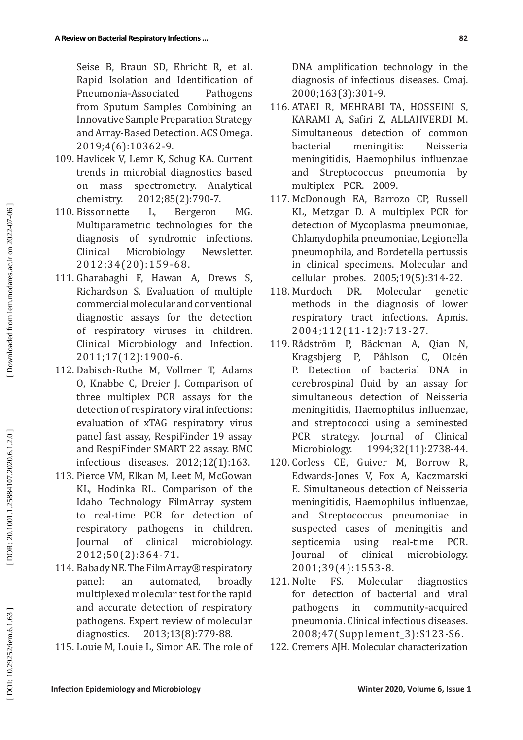Seise B, Braun SD, Ehricht R, et al. Rapid Isolation and Identification of Pneumonia-Associated Pathogens from Sputum Samples Combining an Innovative Sample Preparation Strategy and Array-Based Detection. ACS Omega. 2019;4(6):10362-9.

109. Havlicek V, Lemr K, Schug KA. Current trends in microbial diagnostics based on mass spectrometry. Analytical chemistry. 2012;85(2):790-7.
110. Bissonnette L, Bergeron MG. Multiparametric technologies for the diagnosis of syndromic infections. Clinical Microbiology Newsletter. 2012;34(20):159-68.
111. Gharabaghi F, Hawan A, Drews S, Richardson S. Evaluation of multiple commercial molecular and conventional diagnostic assays for the detection of respiratory viruses in children. Clinical Microbiology and Infection. 2011;17(12):1900-6.
112. Dabisch-Ruthe M, Vollmer T, Adams O, Knabbe C, Dreier J. Comparison of three multiplex PCR assays for the detection of respiratory viral infections: evaluation of xTAG respiratory virus panel fast assay, RespiFinder 19 assay and RespiFinder SMART 22 assay. BMC infectious diseases. 2012;12(1):163.
113. Pierce VM, Elkan M, Leet M, McGowan KL, Hodinka RL. Comparison of the Idaho Technology FilmArray system to real-time PCR for detection of respiratory pathogens in children. Journal of clinical microbiology. 2012;50(2):364-71.
114. Babady NE. The FilmArray® respiratory panel: an automated, broadly multiplexed molecular test for the rapid and accurate detection of respiratory pathogens. Expert review of molecular diagnostics. 2013;13(8):779-88.
115. Louie M, Louie L, Simor AE. The role of DNA amplification technology in the diagnosis of infectious diseases. Cmaj. 2000;163(3):301-9.
116. ATAEI R, MEHRABI TA, HOSSEINI S, KARAMI A, Safiri Z, ALLAHVERDI M. Simultaneous detection of common bacterial meningitis: Neisseria meningitidis, Haemophilus influenzae and Streptococcus pneumonia by multiplex PCR. 2009.
117. McDonough EA, Barrozo CP, Russell KL, Metzgar D. A multiplex PCR for detection of Mycoplasma pneumoniae, Chlamydophila pneumoniae, Legionella pneumophila, and Bordetella pertussis in clinical specimens. Molecular and cellular probes. 2005;19(5):314-22.
118. Murdoch DR. Molecular genetic methods in the diagnosis of lower respiratory tract infections. Apmis. 2004;112(11-12):713-27.
119. Rådström P, Bäckman A, Qian N, Kragsbjerg P, Påhlson C, Olcén P. Detection of bacterial DNA in cerebrospinal fluid by an assay for simultaneous detection of Neisseria meningitidis, Haemophilus influenzae, and streptococci using a seminested PCR strategy. Journal of Clinical Microbiology. 1994;32(11):2738-44.
120. Corless CE, Guiver M, Borrow R, Edwards-Jones V, Fox A, Kaczmarski E. Simultaneous detection of Neisseria meningitidis, Haemophilus influenzae, and Streptococcus pneumoniae in suspected cases of meningitis and septicemia using real-time PCR. Journal of clinical microbiology. 2001;39(4):1553-8.
121. Nolte FS. Molecular diagnostics for detection of bacterial and viral pathogens in community-acquired pneumonia. Clinical infectious diseases. 2008;47(Supplement_3):S123-S6.
122. Cremers AJH. Molecular characterization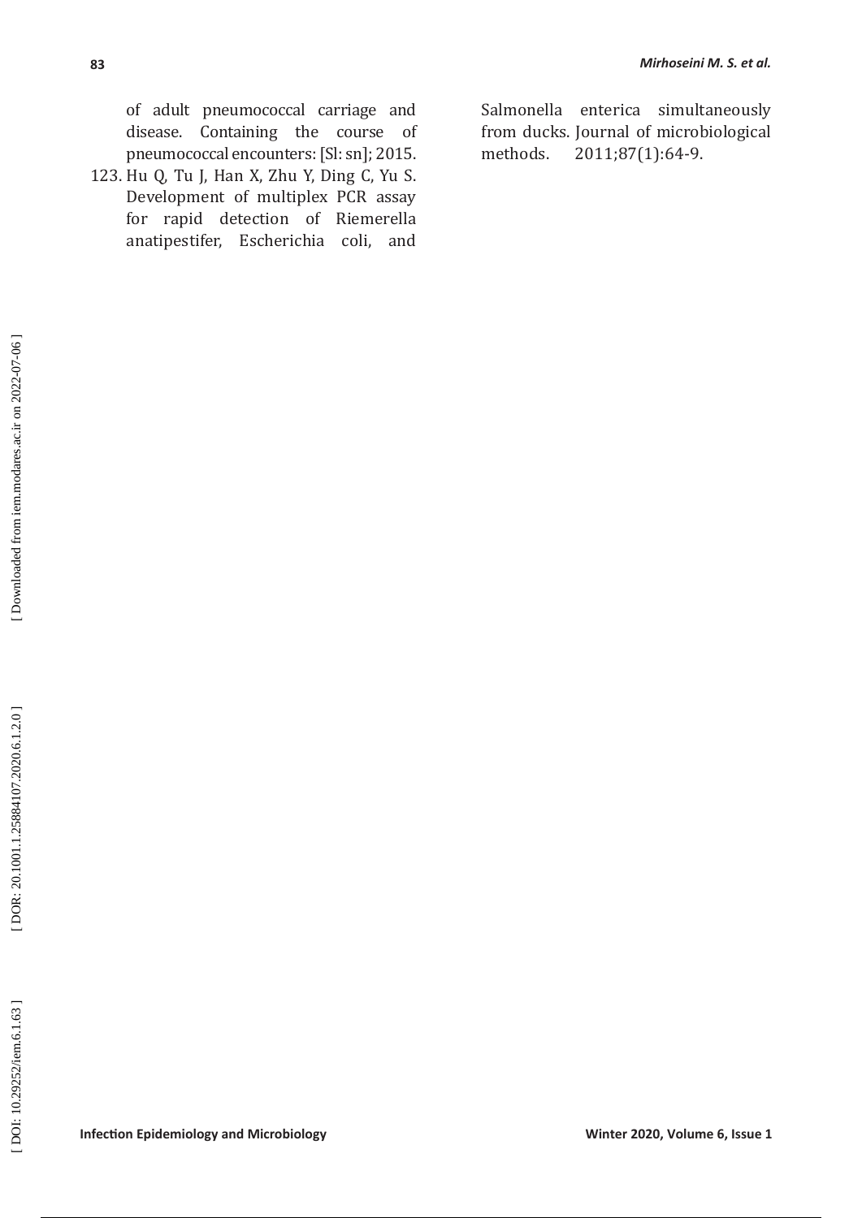of adult pneumococcal carriage and disease. Containing the course of pneumococcal encounters: [Sl: sn]; 2015.

123. Hu Q, Tu J, Han X, Zhu Y, Ding C, Yu S. Development of multiplex PCR assay for rapid detection of Riemerella anatipestifer, Escherichia coli, and Salmonella enterica simultaneously from ducks. Journal of microbiological methods. 2011;87(1):64-9.